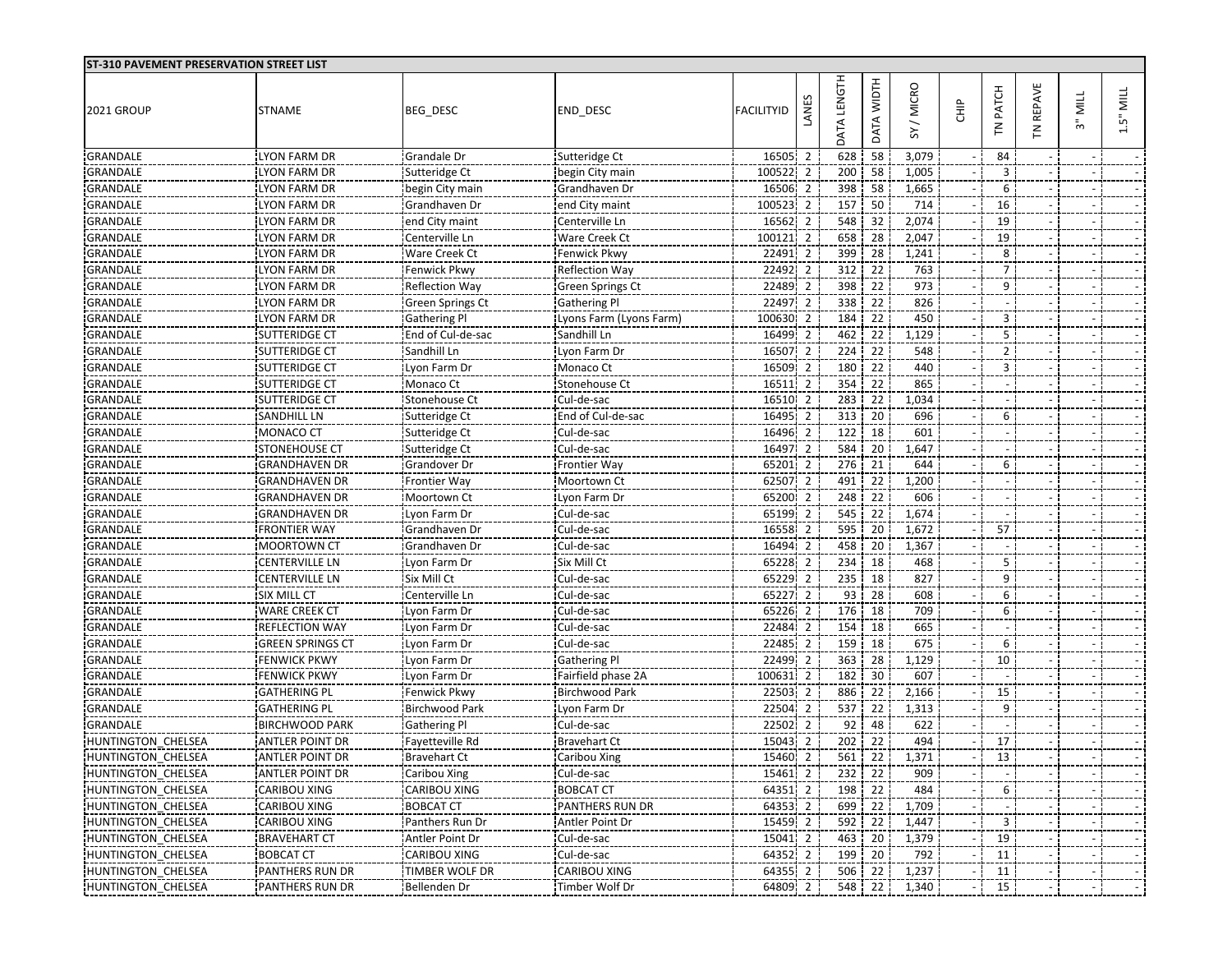**ST-310 PAVEMENT PRESERVATION STREET LIST**

| 2021 GROUP | STNAME | BEG_DESC | END_DESC | FACILITYID | LANES | DATA LENGTH | DATA WIDTH | SY / MICRO | CHIP | TN PATCH | TN REPAVE | 3" MILL | 1.5" MILL |
|---|---|---|---|---|---|---|---|---|---|---|---|---|---|
| GRANDALE | LYON FARM DR | Grandale Dr | Sutteridge Ct | 16505 | 2 | 628 | 58 | 3,079 | - | 84 | - | - | - |
| GRANDALE | LYON FARM DR | Sutteridge Ct | begin City main | 100522 | 2 | 200 | 58 | 1,005 | - | 3 | - | - | - |
| GRANDALE | LYON FARM DR | begin City main | Grandhaven Dr | 16506 | 2 | 398 | 58 | 1,665 | - | 6 | - | - | - |
| GRANDALE | LYON FARM DR | Grandhaven Dr | end City maint | 100523 | 2 | 157 | 50 | 714 | - | 16 | - | - | - |
| GRANDALE | LYON FARM DR | end City maint | Centerville Ln | 16562 | 2 | 548 | 32 | 2,074 | - | 19 | - | - | - |
| GRANDALE | LYON FARM DR | Centerville Ln | Ware Creek Ct | 100121 | 2 | 658 | 28 | 2,047 | - | 19 | - | - | - |
| GRANDALE | LYON FARM DR | Ware Creek Ct | Fenwick Pkwy | 22491 | 2 | 399 | 28 | 1,241 | - | 8 | - | - | - |
| GRANDALE | LYON FARM DR | Fenwick Pkwy | Reflection Way | 22492 | 2 | 312 | 22 | 763 | - | 7 | - | - | - |
| GRANDALE | LYON FARM DR | Reflection Way | Green Springs Ct | 22489 | 2 | 398 | 22 | 973 | - | 9 | - | - | - |
| GRANDALE | LYON FARM DR | Green Springs Ct | Gathering Pl | 22497 | 2 | 338 | 22 | 826 | - | - | - | - | - |
| GRANDALE | LYON FARM DR | Gathering Pl | Lyons Farm (Lyons Farm) | 100630 | 2 | 184 | 22 | 450 | - | 3 | - | - | - |
| GRANDALE | SUTTERIDGE CT | End of Cul-de-sac | Sandhill Ln | 16499 | 2 | 462 | 22 | 1,129 | - | 5 | - | - | - |
| GRANDALE | SUTTERIDGE CT | Sandhill Ln | Lyon Farm Dr | 16507 | 2 | 224 | 22 | 548 | - | 2 | - | - | - |
| GRANDALE | SUTTERIDGE CT | Lyon Farm Dr | Monaco Ct | 16509 | 2 | 180 | 22 | 440 | - | 3 | - | - | - |
| GRANDALE | SUTTERIDGE CT | Monaco Ct | Stonehouse Ct | 16511 | 2 | 354 | 22 | 865 | - | - | - | - | - |
| GRANDALE | SUTTERIDGE CT | Stonehouse Ct | Cul-de-sac | 16510 | 2 | 283 | 22 | 1,034 | - | - | - | - | - |
| GRANDALE | SANDHILL LN | Sutteridge Ct | End of Cul-de-sac | 16495 | 2 | 313 | 20 | 696 | - | 6 | - | - | - |
| GRANDALE | MONACO CT | Sutteridge Ct | Cul-de-sac | 16496 | 2 | 122 | 18 | 601 | - | - | - | - | - |
| GRANDALE | STONEHOUSE CT | Sutteridge Ct | Cul-de-sac | 16497 | 2 | 584 | 20 | 1,647 | - | - | - | - | - |
| GRANDALE | GRANDHAVEN DR | Grandover Dr | Frontier Way | 65201 | 2 | 276 | 21 | 644 | - | 6 | - | - | - |
| GRANDALE | GRANDHAVEN DR | Frontier Way | Moortown Ct | 62507 | 2 | 491 | 22 | 1,200 | - | - | - | - | - |
| GRANDALE | GRANDHAVEN DR | Moortown Ct | Lyon Farm Dr | 65200 | 2 | 248 | 22 | 606 | - | - | - | - | - |
| GRANDALE | GRANDHAVEN DR | Lyon Farm Dr | Cul-de-sac | 65199 | 2 | 545 | 22 | 1,674 | - | - | - | - | - |
| GRANDALE | FRONTIER WAY | Grandhaven Dr | Cul-de-sac | 16558 | 2 | 595 | 20 | 1,672 | - | 57 | - | - | - |
| GRANDALE | MOORTOWN CT | Grandhaven Dr | Cul-de-sac | 16494 | 2 | 458 | 20 | 1,367 | - | - | - | - | - |
| GRANDALE | CENTERVILLE LN | Lyon Farm Dr | Six Mill Ct | 65228 | 2 | 234 | 18 | 468 | - | 5 | - | - | - |
| GRANDALE | CENTERVILLE LN | Six Mill Ct | Cul-de-sac | 65229 | 2 | 235 | 18 | 827 | - | 9 | - | - | - |
| GRANDALE | SIX MILL CT | Centerville Ln | Cul-de-sac | 65227 | 2 | 93 | 28 | 608 | - | 6 | - | - | - |
| GRANDALE | WARE CREEK CT | Lyon Farm Dr | Cul-de-sac | 65226 | 2 | 176 | 18 | 709 | - | 6 | - | - | - |
| GRANDALE | REFLECTION WAY | Lyon Farm Dr | Cul-de-sac | 22484 | 2 | 154 | 18 | 665 | - | - | - | - | - |
| GRANDALE | GREEN SPRINGS CT | Lyon Farm Dr | Cul-de-sac | 22485 | 2 | 159 | 18 | 675 | - | 6 | - | - | - |
| GRANDALE | FENWICK PKWY | Lyon Farm Dr | Gathering Pl | 22499 | 2 | 363 | 28 | 1,129 | - | 10 | - | - | - |
| GRANDALE | FENWICK PKWY | Lyon Farm Dr | Fairfield phase 2A | 100631 | 2 | 182 | 30 | 607 | - | - | - | - | - |
| GRANDALE | GATHERING PL | Fenwick Pkwy | Birchwood Park | 22503 | 2 | 886 | 22 | 2,166 | - | 15 | - | - | - |
| GRANDALE | GATHERING PL | Birchwood Park | Lyon Farm Dr | 22504 | 2 | 537 | 22 | 1,313 | - | 9 | - | - | - |
| GRANDALE | BIRCHWOOD PARK | Gathering Pl | Cul-de-sac | 22502 | 2 | 92 | 48 | 622 | - | - | - | - | - |
| HUNTINGTON_CHELSEA | ANTLER POINT DR | Fayetteville Rd | Bravehart Ct | 15043 | 2 | 202 | 22 | 494 | - | 17 | - | - | - |
| HUNTINGTON_CHELSEA | ANTLER POINT DR | Bravehart Ct | Caribou Xing | 15460 | 2 | 561 | 22 | 1,371 | - | 13 | - | - | - |
| HUNTINGTON_CHELSEA | ANTLER POINT DR | Caribou Xing | Cul-de-sac | 15461 | 2 | 232 | 22 | 909 | - | - | - | - | - |
| HUNTINGTON_CHELSEA | CARIBOU XING | CARIBOU XING | BOBCAT CT | 64351 | 2 | 198 | 22 | 484 | - | 6 | - | - | - |
| HUNTINGTON_CHELSEA | CARIBOU XING | BOBCAT CT | PANTHERS RUN DR | 64353 | 2 | 699 | 22 | 1,709 | - | - | - | - | - |
| HUNTINGTON_CHELSEA | CARIBOU XING | Panthers Run Dr | Antler Point Dr | 15459 | 2 | 592 | 22 | 1,447 | - | 3 | - | - | - |
| HUNTINGTON_CHELSEA | BRAVEHART CT | Antler Point Dr | Cul-de-sac | 15041 | 2 | 463 | 20 | 1,379 | - | 19 | - | - | - |
| HUNTINGTON_CHELSEA | BOBCAT CT | CARIBOU XING | Cul-de-sac | 64352 | 2 | 199 | 20 | 792 | - | 11 | - | - | - |
| HUNTINGTON_CHELSEA | PANTHERS RUN DR | TIMBER WOLF DR | CARIBOU XING | 64355 | 2 | 506 | 22 | 1,237 | - | 11 | - | - | - |
| HUNTINGTON_CHELSEA | PANTHERS RUN DR | Bellenden Dr | Timber Wolf Dr | 64809 | 2 | 548 | 22 | 1,340 | - | 15 | - | - | - |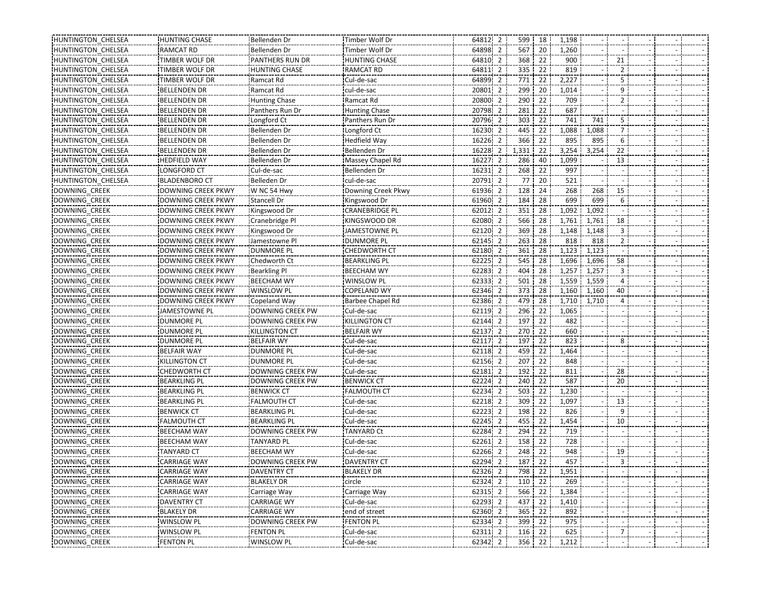| | | | | | | | | | | | | | |
|---|---|---|---|---|---|---|---|---|---|---|---|---|---|
| HUNTINGTON_CHELSEA | HUNTING CHASE | Bellenden Dr | Timber Wolf Dr | 64812 | 2 | 599 | 18 | 1,198 | - | - | - | - | - |
| HUNTINGTON_CHELSEA | RAMCAT RD | Bellenden Dr | Timber Wolf Dr | 64898 | 2 | 567 | 20 | 1,260 | - | - | - | - | - |
| HUNTINGTON_CHELSEA | TIMBER WOLF DR | PANTHERS RUN DR | HUNTING CHASE | 64810 | 2 | 368 | 22 | 900 | - | 21 | - | - | - |
| HUNTINGTON_CHELSEA | TIMBER WOLF DR | HUNTING CHASE | RAMCAT RD | 64811 | 2 | 335 | 22 | 819 | - | 2 | - | - | - |
| HUNTINGTON_CHELSEA | TIMBER WOLF DR | Ramcat Rd | Cul-de-sac | 64899 | 2 | 771 | 22 | 2,227 | - | 5 | - | - | - |
| HUNTINGTON_CHELSEA | BELLENDEN DR | Ramcat Rd | cul-de-sac | 20801 | 2 | 299 | 20 | 1,014 | - | 9 | - | - | - |
| HUNTINGTON_CHELSEA | BELLENDEN DR | Hunting Chase | Ramcat Rd | 20800 | 2 | 290 | 22 | 709 | - | 2 | - | - | - |
| HUNTINGTON_CHELSEA | BELLENDEN DR | Panthers Run Dr | Hunting Chase | 20798 | 2 | 281 | 22 | 687 | - | - | - | - | - |
| HUNTINGTON_CHELSEA | BELLENDEN DR | Longford Ct | Panthers Run Dr | 20796 | 2 | 303 | 22 | 741 | 741 | 5 | - | - | - |
| HUNTINGTON_CHELSEA | BELLENDEN DR | Bellenden Dr | Longford Ct | 16230 | 2 | 445 | 22 | 1,088 | 1,088 | 7 | - | - | - |
| HUNTINGTON_CHELSEA | BELLENDEN DR | Bellenden Dr | Hedfield Way | 16226 | 2 | 366 | 22 | 895 | 895 | 6 | - | - | - |
| HUNTINGTON_CHELSEA | BELLENDEN DR | Bellenden Dr | Bellenden Dr | 16228 | 2 | 1,331 | 22 | 3,254 | 3,254 | 22 | - | - | - |
| HUNTINGTON_CHELSEA | HEDFIELD WAY | Bellenden Dr | Massey Chapel Rd | 16227 | 2 | 286 | 40 | 1,099 | - | 13 | - | - | - |
| HUNTINGTON_CHELSEA | LONGFORD CT | Cul-de-sac | Bellenden Dr | 16231 | 2 | 268 | 22 | 997 | - | - | - | - | - |
| HUNTINGTON_CHELSEA | BLADENBORO CT | Belleden Dr | cul-de-sac | 20791 | 2 | 77 | 20 | 521 | - | - | - | - | - |
| DOWNING_CREEK | DOWNING CREEK PKWY | W NC 54 Hwy | Downing Creek Pkwy | 61936 | 2 | 128 | 24 | 268 | 268 | 15 | - | - | - |
| DOWNING_CREEK | DOWNING CREEK PKWY | Stancell Dr | Kingswood Dr | 61960 | 2 | 184 | 28 | 699 | 699 | 6 | - | - | - |
| DOWNING_CREEK | DOWNING CREEK PKWY | Kingswood Dr | CRANEBRIDGE PL | 62012 | 2 | 351 | 28 | 1,092 | 1,092 | - | - | - | - |
| DOWNING_CREEK | DOWNING CREEK PKWY | Cranebridge Pl | KINGSWOOD DR | 62080 | 2 | 566 | 28 | 1,761 | 1,761 | 18 | - | - | - |
| DOWNING_CREEK | DOWNING CREEK PKWY | Kingswood Dr | JAMESTOWNE PL | 62120 | 2 | 369 | 28 | 1,148 | 1,148 | 3 | - | - | - |
| DOWNING_CREEK | DOWNING CREEK PKWY | Jamestowne Pl | DUNMORE PL | 62145 | 2 | 263 | 28 | 818 | 818 | 2 | - | - | - |
| DOWNING_CREEK | DOWNING CREEK PKWY | DUNMORE PL | CHEDWORTH CT | 62180 | 2 | 361 | 28 | 1,123 | 1,123 | - | - | - | - |
| DOWNING_CREEK | DOWNING CREEK PKWY | Chedworth Ct | BEARKLING PL | 62225 | 2 | 545 | 28 | 1,696 | 1,696 | 58 | - | - | - |
| DOWNING_CREEK | DOWNING CREEK PKWY | Bearkling Pl | BEECHAM WY | 62283 | 2 | 404 | 28 | 1,257 | 1,257 | 3 | - | - | - |
| DOWNING_CREEK | DOWNING CREEK PKWY | BEECHAM WY | WINSLOW PL | 62333 | 2 | 501 | 28 | 1,559 | 1,559 | 4 | - | - | - |
| DOWNING_CREEK | DOWNING CREEK PKWY | WINSLOW PL | COPELAND WY | 62346 | 2 | 373 | 28 | 1,160 | 1,160 | 40 | - | - | - |
| DOWNING_CREEK | DOWNING CREEK PKWY | Copeland Way | Barbee Chapel Rd | 62386 | 2 | 479 | 28 | 1,710 | 1,710 | 4 | - | - | - |
| DOWNING_CREEK | JAMESTOWNE PL | DOWNING CREEK PW | Cul-de-sac | 62119 | 2 | 296 | 22 | 1,065 | - | - | - | - | - |
| DOWNING_CREEK | DUNMORE PL | DOWNING CREEK PW | KILLINGTON CT | 62144 | 2 | 197 | 22 | 482 | - | - | - | - | - |
| DOWNING_CREEK | DUNMORE PL | KILLINGTON CT | BELFAIR WY | 62137 | 2 | 270 | 22 | 660 | - | - | - | - | - |
| DOWNING_CREEK | DUNMORE PL | BELFAIR WY | Cul-de-sac | 62117 | 2 | 197 | 22 | 823 | - | 8 | - | - | - |
| DOWNING_CREEK | BELFAIR WAY | DUNMORE PL | Cul-de-sac | 62118 | 2 | 459 | 22 | 1,464 | - | - | - | - | - |
| DOWNING_CREEK | KILLINGTON CT | DUNMORE PL | Cul-de-sac | 62156 | 2 | 207 | 22 | 848 | - | - | - | - | - |
| DOWNING_CREEK | CHEDWORTH CT | DOWNING CREEK PW | Cul-de-sac | 62181 | 2 | 192 | 22 | 811 | - | 28 | - | - | - |
| DOWNING_CREEK | BEARKLING PL | DOWNING CREEK PW | BENWICK CT | 62224 | 2 | 240 | 22 | 587 | - | 20 | - | - | - |
| DOWNING_CREEK | BEARKLING PL | BENWICK CT | FALMOUTH CT | 62234 | 2 | 503 | 22 | 1,230 | - | - | - | - | - |
| DOWNING_CREEK | BEARKLING PL | FALMOUTH CT | Cul-de-sac | 62218 | 2 | 309 | 22 | 1,097 | - | 13 | - | - | - |
| DOWNING_CREEK | BENWICK CT | BEARKLING PL | Cul-de-sac | 62223 | 2 | 198 | 22 | 826 | - | 9 | - | - | - |
| DOWNING_CREEK | FALMOUTH CT | BEARKLING PL | Cul-de-sac | 62245 | 2 | 455 | 22 | 1,454 | - | 10 | - | - | - |
| DOWNING_CREEK | BEECHAM WAY | DOWNING CREEK PW | TANYARD Ct | 62284 | 2 | 294 | 22 | 719 | - | - | - | - | - |
| DOWNING_CREEK | BEECHAM WAY | TANYARD PL | Cul-de-sac | 62261 | 2 | 158 | 22 | 728 | - | - | - | - | - |
| DOWNING_CREEK | TANYARD CT | BEECHAM WY | Cul-de-sac | 62266 | 2 | 248 | 22 | 948 | - | 19 | - | - | - |
| DOWNING_CREEK | CARRIAGE WAY | DOWNING CREEK PW | DAVENTRY CT | 62294 | 2 | 187 | 22 | 457 | - | 3 | - | - | - |
| DOWNING_CREEK | CARRIAGE WAY | DAVENTRY CT | BLAKELY DR | 62326 | 2 | 798 | 22 | 1,951 | - | - | - | - | - |
| DOWNING_CREEK | CARRIAGE WAY | BLAKELY DR | circle | 62324 | 2 | 110 | 22 | 269 | - | - | - | - | - |
| DOWNING_CREEK | CARRIAGE WAY | Carriage Way | Carriage Way | 62315 | 2 | 566 | 22 | 1,384 | - | - | - | - | - |
| DOWNING_CREEK | DAVENTRY CT | CARRIAGE WY | Cul-de-sac | 62293 | 2 | 437 | 22 | 1,410 | - | - | - | - | - |
| DOWNING_CREEK | BLAKELY DR | CARRIAGE WY | end of street | 62360 | 2 | 365 | 22 | 892 | - | - | - | - | - |
| DOWNING_CREEK | WINSLOW PL | DOWNING CREEK PW | FENTON PL | 62334 | 2 | 399 | 22 | 975 | - | - | - | - | - |
| DOWNING_CREEK | WINSLOW PL | FENTON PL | Cul-de-sac | 62311 | 2 | 116 | 22 | 625 | - | 7 | - | - | - |
| DOWNING_CREEK | FENTON PL | WINSLOW PL | Cul-de-sac | 62342 | 2 | 356 | 22 | 1,212 | - | - | - | - | - |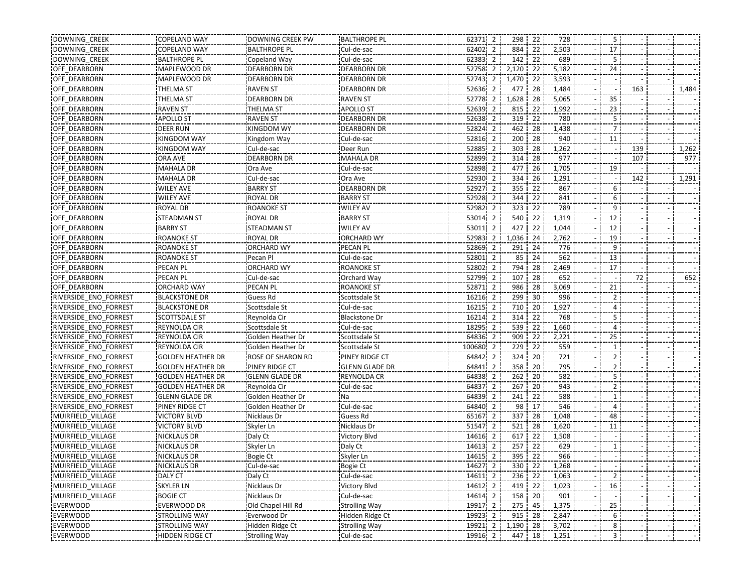| | | | | | | | | | | | | | |
|---|---|---|---|---|---|---|---|---|---|---|---|---|---|
| DOWNING_CREEK | COPELAND WAY | DOWNING CREEK PW | BALTHROPE PL | 62371 | 2 | 298 | 22 | 728 | - | 5 | - | - | - |
| DOWNING_CREEK | COPELAND WAY | BALTHROPE PL | Cul-de-sac | 62402 | 2 | 884 | 22 | 2,503 | - | 17 | - | - | - |
| DOWNING_CREEK | BALTHROPE PL | Copeland Way | Cul-de-sac | 62383 | 2 | 142 | 22 | 689 | - | 5 | - | - | - |
| OFF_DEARBORN | MAPLEWOOD DR | DEARBORN DR | DEARBORN DR | 52758 | 2 | 2,120 | 22 | 5,182 | - | 24 | - | - | - |
| OFF_DEARBORN | MAPLEWOOD DR | DEARBORN DR | DEARBORN DR | 52743 | 2 | 1,470 | 22 | 3,593 | - | - | - | - | - |
| OFF_DEARBORN | THELMA ST | RAVEN ST | DEARBORN DR | 52636 | 2 | 477 | 28 | 1,484 | - | - | 163 | | 1,484 |
| OFF_DEARBORN | THELMA ST | DEARBORN DR | RAVEN ST | 52778 | 2 | 1,628 | 28 | 5,065 | - | 35 | - | - | - |
| OFF_DEARBORN | RAVEN ST | THELMA ST | APOLLO ST | 52639 | 2 | 815 | 22 | 1,992 | - | 23 | - | - | - |
| OFF_DEARBORN | APOLLO ST | RAVEN ST | DEARBORN DR | 52638 | 2 | 319 | 22 | 780 | - | 5 | - | - | - |
| OFF_DEARBORN | DEER RUN | KINGDOM WY | DEARBORN DR | 52824 | 2 | 462 | 28 | 1,438 | - | 7 | - | - | - |
| OFF_DEARBORN | KINGDOM WAY | Kingdom Way | Cul-de-sac | 52816 | 2 | 200 | 28 | 940 | - | 11 | - | - | - |
| OFF_DEARBORN | KINGDOM WAY | Cul-de-sac | Deer Run | 52885 | 2 | 303 | 28 | 1,262 | - | - | 139 | | 1,262 |
| OFF_DEARBORN | ORA AVE | DEARBORN DR | MAHALA DR | 52899 | 2 | 314 | 28 | 977 | - | - | 107 | | 977 |
| OFF_DEARBORN | MAHALA DR | Ora Ave | Cul-de-sac | 52898 | 2 | 477 | 26 | 1,705 | - | 19 | - | - | - |
| OFF_DEARBORN | MAHALA DR | Cul-de-sac | Ora Ave | 52930 | 2 | 334 | 26 | 1,291 | - | - | 142 | | 1,291 |
| OFF_DEARBORN | WILEY AVE | BARRY ST | DEARBORN DR | 52927 | 2 | 355 | 22 | 867 | - | 6 | - | - | - |
| OFF_DEARBORN | WILEY AVE | ROYAL DR | BARRY ST | 52928 | 2 | 344 | 22 | 841 | - | 6 | - | - | - |
| OFF_DEARBORN | ROYAL DR | ROANOKE ST | WILEY AV | 52982 | 2 | 323 | 22 | 789 | - | 9 | - | - | - |
| OFF_DEARBORN | STEADMAN ST | ROYAL DR | BARRY ST | 53014 | 2 | 540 | 22 | 1,319 | - | 12 | - | - | - |
| OFF_DEARBORN | BARRY ST | STEADMAN ST | WILEY AV | 53011 | 2 | 427 | 22 | 1,044 | - | 12 | - | - | - |
| OFF_DEARBORN | ROANOKE ST | ROYAL DR | ORCHARD WY | 52983 | 2 | 1,036 | 24 | 2,762 | - | 19 | - | - | - |
| OFF_DEARBORN | ROANOKE ST | ORCHARD WY | PECAN PL | 52869 | 2 | 291 | 24 | 776 | - | 9 | - | - | - |
| OFF_DEARBORN | ROANOKE ST | Pecan Pl | Cul-de-sac | 52801 | 2 | 85 | 24 | 562 | - | 13 | - | - | - |
| OFF_DEARBORN | PECAN PL | ORCHARD WY | ROANOKE ST | 52802 | 2 | 794 | 28 | 2,469 | - | 17 | - | - | - |
| OFF_DEARBORN | PECAN PL | Cul-de-sac | Orchard Way | 52799 | 2 | 107 | 28 | 652 | - | - | 72 | | 652 |
| OFF_DEARBORN | ORCHARD WAY | PECAN PL | ROANOKE ST | 52871 | 2 | 986 | 28 | 3,069 | - | 21 | - | - | - |
| RIVERSIDE_ENO_FORREST | BLACKSTONE DR | Guess Rd | Scottsdale St | 16216 | 2 | 299 | 30 | 996 | - | 2 | - | - | - |
| RIVERSIDE_ENO_FORREST | BLACKSTONE DR | Scottsdale St | Cul-de-sac | 16215 | 2 | 710 | 20 | 1,927 | - | 4 | - | - | - |
| RIVERSIDE_ENO_FORREST | SCOTTSDALE ST | Reynolda Cir | Blackstone Dr | 16214 | 2 | 314 | 22 | 768 | - | 5 | - | - | - |
| RIVERSIDE_ENO_FORREST | REYNOLDA CIR | Scottsdale St | Cul-de-sac | 18295 | 2 | 539 | 22 | 1,660 | - | 4 | - | - | - |
| RIVERSIDE_ENO_FORREST | REYNOLDA CIR | Golden Heather Dr | Scottsdale St | 64836 | 2 | 909 | 22 | 2,221 | - | 25 | - | - | - |
| RIVERSIDE_ENO_FORREST | REYNOLDA CIR | Golden Heather Dr | Scottsdale St | 100680 | 2 | 229 | 22 | 559 | - | 1 | - | - | - |
| RIVERSIDE_ENO_FORREST | GOLDEN HEATHER DR | ROSE OF SHARON RD | PINEY RIDGE CT | 64842 | 2 | 324 | 20 | 721 | - | 2 | - | - | - |
| RIVERSIDE_ENO_FORREST | GOLDEN HEATHER DR | PINEY RIDGE CT | GLENN GLADE DR | 64841 | 2 | 358 | 20 | 795 | - | 2 | - | - | - |
| RIVERSIDE_ENO_FORREST | GOLDEN HEATHER DR | GLENN GLADE DR | REYNOLDA CR | 64838 | 2 | 262 | 20 | 582 | - | 5 | - | - | - |
| RIVERSIDE_ENO_FORREST | GOLDEN HEATHER DR | Reynolda Cir | Cul-de-sac | 64837 | 2 | 267 | 20 | 943 | - | 2 | - | - | - |
| RIVERSIDE_ENO_FORREST | GLENN GLADE DR | Golden Heather Dr | Na | 64839 | 2 | 241 | 22 | 588 | - | 1 | - | - | - |
| RIVERSIDE_ENO_FORREST | PINEY RIDGE CT | Golden Heather Dr | Cul-de-sac | 64840 | 2 | 98 | 17 | 546 | - | 4 | - | - | - |
| MUIRFIELD_VILLAGE | VICTORY BLVD | Nicklaus Dr | Guess Rd | 65167 | 2 | 337 | 28 | 1,048 | - | 48 | - | - | - |
| MUIRFIELD_VILLAGE | VICTORY BLVD | Skyler Ln | Nicklaus Dr | 51547 | 2 | 521 | 28 | 1,620 | - | 11 | - | - | - |
| MUIRFIELD_VILLAGE | NICKLAUS DR | Daly Ct | Victory Blvd | 14616 | 2 | 617 | 22 | 1,508 | - | - | - | - | - |
| MUIRFIELD_VILLAGE | NICKLAUS DR | Skyler Ln | Daly Ct | 14613 | 2 | 257 | 22 | 629 | - | 1 | - | - | - |
| MUIRFIELD_VILLAGE | NICKLAUS DR | Bogie Ct | Skyler Ln | 14615 | 2 | 395 | 22 | 966 | - | - | - | - | - |
| MUIRFIELD_VILLAGE | NICKLAUS DR | Cul-de-sac | Bogie Ct | 14627 | 2 | 330 | 22 | 1,268 | - | - | - | - | - |
| MUIRFIELD_VILLAGE | DALY CT | Daly Ct | Cul-de-sac | 14611 | 2 | 236 | 22 | 1,063 | - | 2 | - | - | - |
| MUIRFIELD_VILLAGE | SKYLER LN | Nicklaus Dr | Victory Blvd | 14612 | 2 | 419 | 22 | 1,023 | - | 16 | - | - | - |
| MUIRFIELD_VILLAGE | BOGIE CT | Nicklaus Dr | Cul-de-sac | 14614 | 2 | 158 | 20 | 901 | - | - | - | - | - |
| EVERWOOD | EVERWOOD DR | Old Chapel Hill Rd | Strolling Way | 19917 | 2 | 275 | 45 | 1,375 | - | 25 | - | - | - |
| EVERWOOD | STROLLING WAY | Everwood Dr | Hidden Ridge Ct | 19923 | 2 | 915 | 28 | 2,847 | - | 6 | - | - | - |
| EVERWOOD | STROLLING WAY | Hidden Ridge Ct | Strolling Way | 19921 | 2 | 1,190 | 28 | 3,702 | - | 8 | - | - | - |
| EVERWOOD | HIDDEN RIDGE CT | Strolling Way | Cul-de-sac | 19916 | 2 | 447 | 18 | 1,251 | - | 3 | - | - | - |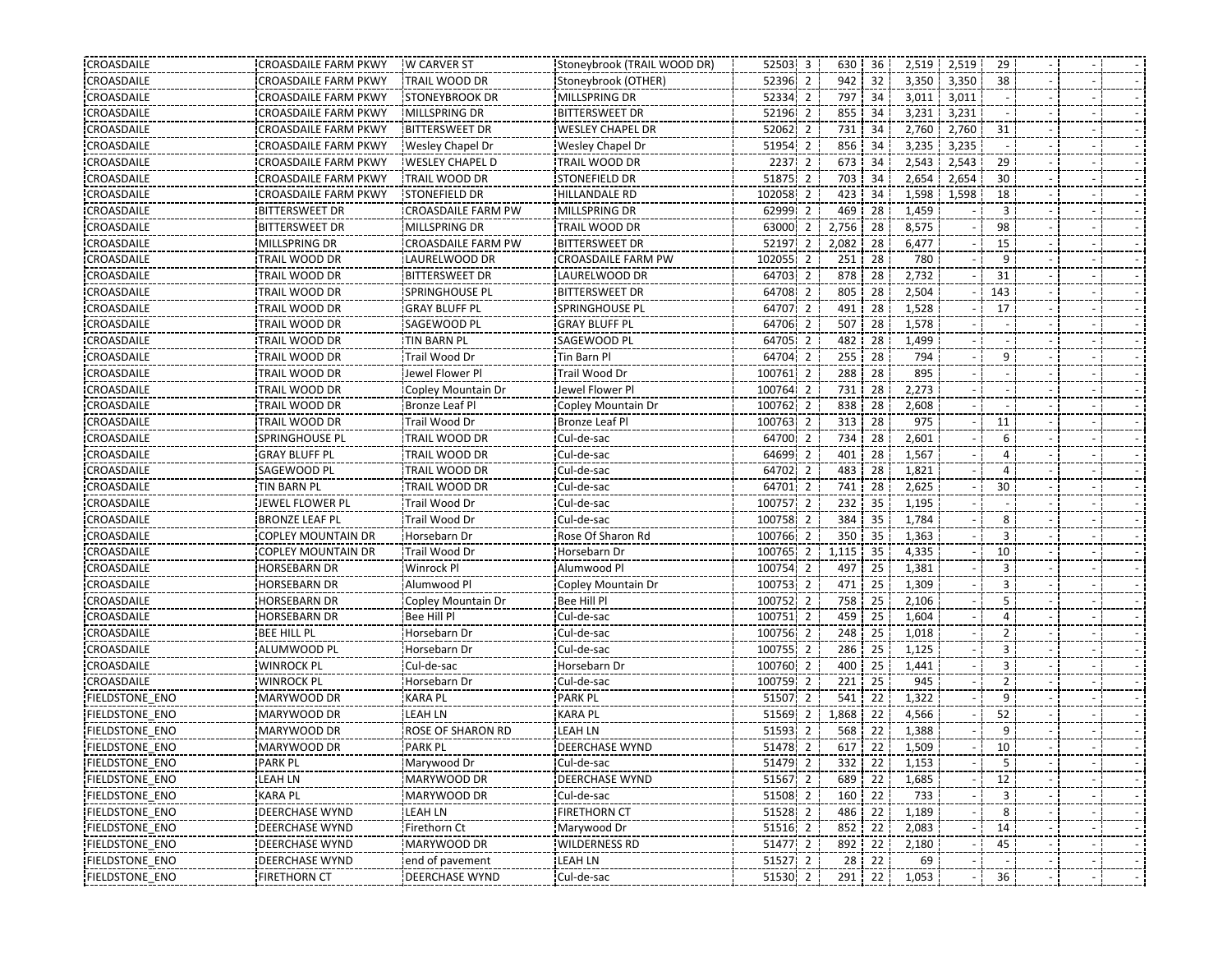| | | | | | | | | | | | | | | |
|---|---|---|---|---|---|---|---|---|---|---|---|---|---|---|
| CROASDAILE | CROASDAILE FARM PKWY | W CARVER ST | Stoneybrook (TRAIL WOOD DR) | 52503 | 3 | 630 | 36 | 2,519 | 2,519 | 29 | - | - | - |
| CROASDAILE | CROASDAILE FARM PKWY | TRAIL WOOD DR | Stoneybrook (OTHER) | 52396 | 2 | 942 | 32 | 3,350 | 3,350 | 38 | - | - | - |
| CROASDAILE | CROASDAILE FARM PKWY | STONEYBROOK DR | MILLSPRING DR | 52334 | 2 | 797 | 34 | 3,011 | 3,011 | - | - | - | - |
| CROASDAILE | CROASDAILE FARM PKWY | MILLSPRING DR | BITTERSWEET DR | 52196 | 2 | 855 | 34 | 3,231 | 3,231 | - | - | - | - |
| CROASDAILE | CROASDAILE FARM PKWY | BITTERSWEET DR | WESLEY CHAPEL DR | 52062 | 2 | 731 | 34 | 2,760 | 2,760 | 31 | - | - | - |
| CROASDAILE | CROASDAILE FARM PKWY | Wesley Chapel Dr | Wesley Chapel Dr | 51954 | 2 | 856 | 34 | 3,235 | 3,235 | - | - | - | - |
| CROASDAILE | CROASDAILE FARM PKWY | WESLEY CHAPEL D | TRAIL WOOD DR | 2237 | 2 | 673 | 34 | 2,543 | 2,543 | 29 | - | - | - |
| CROASDAILE | CROASDAILE FARM PKWY | TRAIL WOOD DR | STONEFIELD DR | 51875 | 2 | 703 | 34 | 2,654 | 2,654 | 30 | - | - | - |
| CROASDAILE | CROASDAILE FARM PKWY | STONEFIELD DR | HILLANDALE RD | 102058 | 2 | 423 | 34 | 1,598 | 1,598 | 18 | - | - | - |
| CROASDAILE | BITTERSWEET DR | CROASDAILE FARM PW | MILLSPRING DR | 62999 | 2 | 469 | 28 | 1,459 | - | 3 | - | - | - |
| CROASDAILE | BITTERSWEET DR | MILLSPRING DR | TRAIL WOOD DR | 63000 | 2 | 2,756 | 28 | 8,575 | - | 98 | - | - | - |
| CROASDAILE | MILLSPRING DR | CROASDAILE FARM PW | BITTERSWEET DR | 52197 | 2 | 2,082 | 28 | 6,477 | - | 15 | - | - | - |
| CROASDAILE | TRAIL WOOD DR | LAURELWOOD DR | CROASDAILE FARM PW | 102055 | 2 | 251 | 28 | 780 | - | 9 | - | - | - |
| CROASDAILE | TRAIL WOOD DR | BITTERSWEET DR | LAURELWOOD DR | 64703 | 2 | 878 | 28 | 2,732 | - | 31 | - | - | - |
| CROASDAILE | TRAIL WOOD DR | SPRINGHOUSE PL | BITTERSWEET DR | 64708 | 2 | 805 | 28 | 2,504 | - | 143 | - | - | - |
| CROASDAILE | TRAIL WOOD DR | GRAY BLUFF PL | SPRINGHOUSE PL | 64707 | 2 | 491 | 28 | 1,528 | - | 17 | - | - | - |
| CROASDAILE | TRAIL WOOD DR | SAGEWOOD PL | GRAY BLUFF PL | 64706 | 2 | 507 | 28 | 1,578 | - | - | - | - | - |
| CROASDAILE | TRAIL WOOD DR | TIN BARN PL | SAGEWOOD PL | 64705 | 2 | 482 | 28 | 1,499 | - | - | - | - | - |
| CROASDAILE | TRAIL WOOD DR | Trail Wood Dr | Tin Barn Pl | 64704 | 2 | 255 | 28 | 794 | - | 9 | - | - | - |
| CROASDAILE | TRAIL WOOD DR | Jewel Flower Pl | Trail Wood Dr | 100761 | 2 | 288 | 28 | 895 | - | - | - | - | - |
| CROASDAILE | TRAIL WOOD DR | Copley Mountain Dr | Jewel Flower Pl | 100764 | 2 | 731 | 28 | 2,273 | - | - | - | - | - |
| CROASDAILE | TRAIL WOOD DR | Bronze Leaf Pl | Copley Mountain Dr | 100762 | 2 | 838 | 28 | 2,608 | - | - | - | - | - |
| CROASDAILE | TRAIL WOOD DR | Trail Wood Dr | Bronze Leaf Pl | 100763 | 2 | 313 | 28 | 975 | - | 11 | - | - | - |
| CROASDAILE | SPRINGHOUSE PL | TRAIL WOOD DR | Cul-de-sac | 64700 | 2 | 734 | 28 | 2,601 | - | 6 | - | - | - |
| CROASDAILE | GRAY BLUFF PL | TRAIL WOOD DR | Cul-de-sac | 64699 | 2 | 401 | 28 | 1,567 | - | 4 | - | - | - |
| CROASDAILE | SAGEWOOD PL | TRAIL WOOD DR | Cul-de-sac | 64702 | 2 | 483 | 28 | 1,821 | - | 4 | - | - | - |
| CROASDAILE | TIN BARN PL | TRAIL WOOD DR | Cul-de-sac | 64701 | 2 | 741 | 28 | 2,625 | - | 30 | - | - | - |
| CROASDAILE | JEWEL FLOWER PL | Trail Wood Dr | Cul-de-sac | 100757 | 2 | 232 | 35 | 1,195 | - | - | - | - | - |
| CROASDAILE | BRONZE LEAF PL | Trail Wood Dr | Cul-de-sac | 100758 | 2 | 384 | 35 | 1,784 | - | 8 | - | - | - |
| CROASDAILE | COPLEY MOUNTAIN DR | Horsebarn Dr | Rose Of Sharon Rd | 100766 | 2 | 350 | 35 | 1,363 | - | 3 | - | - | - |
| CROASDAILE | COPLEY MOUNTAIN DR | Trail Wood Dr | Horsebarn Dr | 100765 | 2 | 1,115 | 35 | 4,335 | - | 10 | - | - | - |
| CROASDAILE | HORSEBARN DR | Winrock Pl | Alumwood Pl | 100754 | 2 | 497 | 25 | 1,381 | - | 3 | - | - | - |
| CROASDAILE | HORSEBARN DR | Alumwood Pl | Copley Mountain Dr | 100753 | 2 | 471 | 25 | 1,309 | - | 3 | - | - | - |
| CROASDAILE | HORSEBARN DR | Copley Mountain Dr | Bee Hill Pl | 100752 | 2 | 758 | 25 | 2,106 | - | 5 | - | - | - |
| CROASDAILE | HORSEBARN DR | Bee Hill Pl | Cul-de-sac | 100751 | 2 | 459 | 25 | 1,604 | - | 4 | - | - | - |
| CROASDAILE | BEE HILL PL | Horsebarn Dr | Cul-de-sac | 100756 | 2 | 248 | 25 | 1,018 | - | 2 | - | - | - |
| CROASDAILE | ALUMWOOD PL | Horsebarn Dr | Cul-de-sac | 100755 | 2 | 286 | 25 | 1,125 | - | 3 | - | - | - |
| CROASDAILE | WINROCK PL | Cul-de-sac | Horsebarn Dr | 100760 | 2 | 400 | 25 | 1,441 | - | 3 | - | - | - |
| CROASDAILE | WINROCK PL | Horsebarn Dr | Cul-de-sac | 100759 | 2 | 221 | 25 | 945 | - | 2 | - | - | - |
| FIELDSTONE_ENO | MARYWOOD DR | KARA PL | PARK PL | 51507 | 2 | 541 | 22 | 1,322 | - | 9 | - | - | - |
| FIELDSTONE_ENO | MARYWOOD DR | LEAH LN | KARA PL | 51569 | 2 | 1,868 | 22 | 4,566 | - | 52 | - | - | - |
| FIELDSTONE_ENO | MARYWOOD DR | ROSE OF SHARON RD | LEAH LN | 51593 | 2 | 568 | 22 | 1,388 | - | 9 | - | - | - |
| FIELDSTONE_ENO | MARYWOOD DR | PARK PL | DEERCHASE WYND | 51478 | 2 | 617 | 22 | 1,509 | - | 10 | - | - | - |
| FIELDSTONE_ENO | PARK PL | Marywood Dr | Cul-de-sac | 51479 | 2 | 332 | 22 | 1,153 | - | 5 | - | - | - |
| FIELDSTONE_ENO | LEAH LN | MARYWOOD DR | DEERCHASE WYND | 51567 | 2 | 689 | 22 | 1,685 | - | 12 | - | - | - |
| FIELDSTONE_ENO | KARA PL | MARYWOOD DR | Cul-de-sac | 51508 | 2 | 160 | 22 | 733 | - | 3 | - | - | - |
| FIELDSTONE_ENO | DEERCHASE WYND | LEAH LN | FIRETHORN CT | 51528 | 2 | 486 | 22 | 1,189 | - | 8 | - | - | - |
| FIELDSTONE_ENO | DEERCHASE WYND | Firethorn Ct | Marywood Dr | 51516 | 2 | 852 | 22 | 2,083 | - | 14 | - | - | - |
| FIELDSTONE_ENO | DEERCHASE WYND | MARYWOOD DR | WILDERNESS RD | 51477 | 2 | 892 | 22 | 2,180 | - | 45 | - | - | - |
| FIELDSTONE_ENO | DEERCHASE WYND | end of pavement | LEAH LN | 51527 | 2 | 28 | 22 | 69 | - | - | - | - | - |
| FIELDSTONE_ENO | FIRETHORN CT | DEERCHASE WYND | Cul-de-sac | 51530 | 2 | 291 | 22 | 1,053 | - | 36 | - | - | - |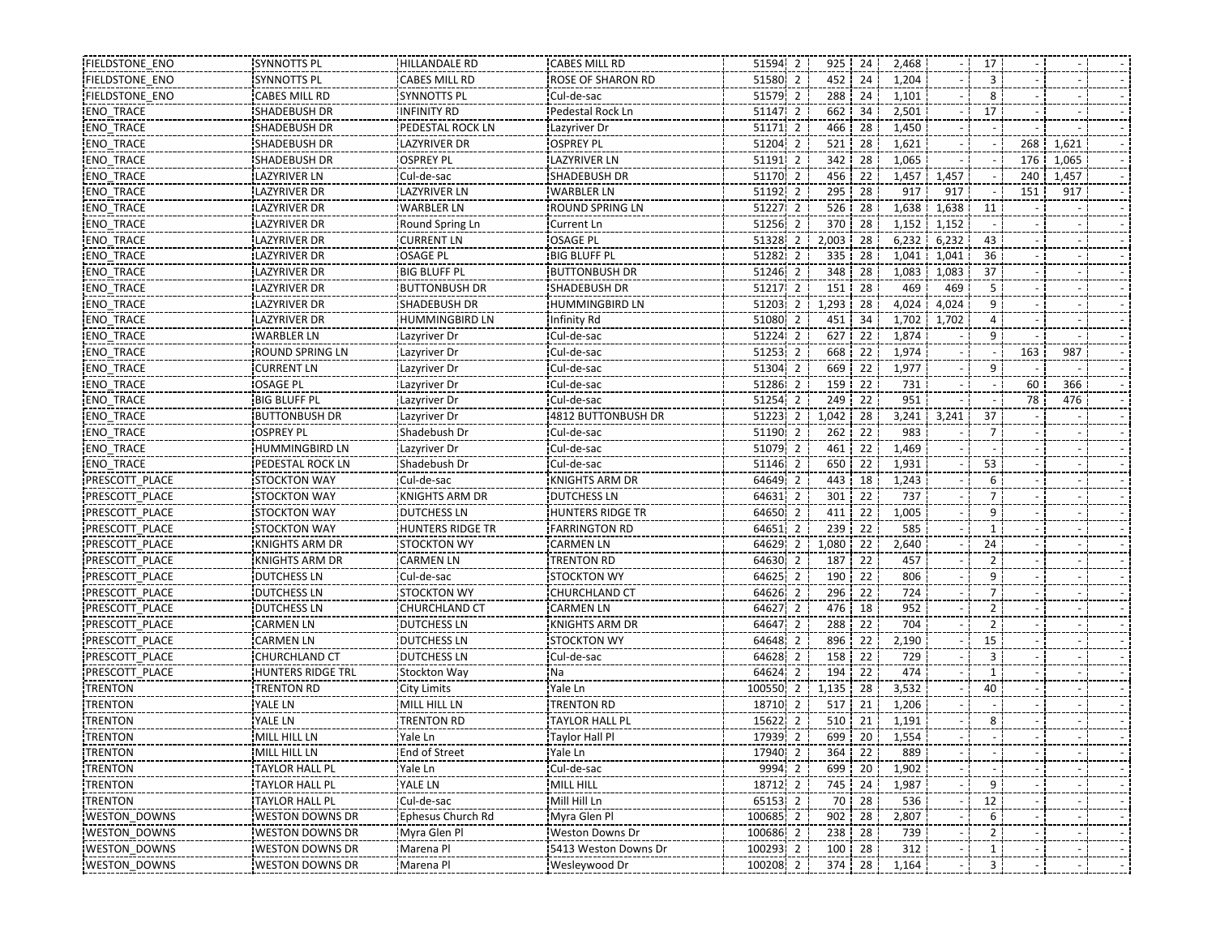| | | | | | | | | | | | | | |
|---|---|---|---|---|---|---|---|---|---|---|---|---|---|
| FIELDSTONE_ENO | SYNNOTTS PL | HILLANDALE RD | CABES MILL RD | 51594 | 2 | 925 | 24 | 2,468 | - | 17 | - | - | - |
| FIELDSTONE_ENO | SYNNOTTS PL | CABES MILL RD | ROSE OF SHARON RD | 51580 | 2 | 452 | 24 | 1,204 | - | 3 | - | - | - |
| FIELDSTONE_ENO | CABES MILL RD | SYNNOTTS PL | Cul-de-sac | 51579 | 2 | 288 | 24 | 1,101 | - | 8 | - | - | - |
| ENO_TRACE | SHADEBUSH DR | INFINITY RD | Pedestal Rock Ln | 51147 | 2 | 662 | 34 | 2,501 | - | 17 | - | - | - |
| ENO_TRACE | SHADEBUSH DR | PEDESTAL ROCK LN | Lazyriver Dr | 51171 | 2 | 466 | 28 | 1,450 | - | - | - | - | - |
| ENO_TRACE | SHADEBUSH DR | LAZYRIVER DR | OSPREY PL | 51204 | 2 | 521 | 28 | 1,621 | - | - | 268 | 1,621 | - |
| ENO_TRACE | SHADEBUSH DR | OSPREY PL | LAZYRIVER LN | 51191 | 2 | 342 | 28 | 1,065 | - | - | 176 | 1,065 | - |
| ENO_TRACE | LAZYRIVER LN | Cul-de-sac | SHADEBUSH DR | 51170 | 2 | 456 | 22 | 1,457 | 1,457 | - | 240 | 1,457 | - |
| ENO_TRACE | LAZYRIVER DR | LAZYRIVER LN | WARBLER LN | 51192 | 2 | 295 | 28 | 917 | 917 | - | 151 | 917 | - |
| ENO_TRACE | LAZYRIVER DR | WARBLER LN | ROUND SPRING LN | 51227 | 2 | 526 | 28 | 1,638 | 1,638 | 11 | - | - | - |
| ENO_TRACE | LAZYRIVER DR | Round Spring Ln | Current Ln | 51256 | 2 | 370 | 28 | 1,152 | 1,152 | - | - | - | - |
| ENO_TRACE | LAZYRIVER DR | CURRENT LN | OSAGE PL | 51328 | 2 | 2,003 | 28 | 6,232 | 6,232 | 43 | - | - | - |
| ENO_TRACE | LAZYRIVER DR | OSAGE PL | BIG BLUFF PL | 51282 | 2 | 335 | 28 | 1,041 | 1,041 | 36 | - | - | - |
| ENO_TRACE | LAZYRIVER DR | BIG BLUFF PL | BUTTONBUSH DR | 51246 | 2 | 348 | 28 | 1,083 | 1,083 | 37 | - | - | - |
| ENO_TRACE | LAZYRIVER DR | BUTTONBUSH DR | SHADEBUSH DR | 51217 | 2 | 151 | 28 | 469 | 469 | 5 | - | - | - |
| ENO_TRACE | LAZYRIVER DR | SHADEBUSH DR | HUMMINGBIRD LN | 51203 | 2 | 1,293 | 28 | 4,024 | 4,024 | 9 | - | - | - |
| ENO_TRACE | LAZYRIVER DR | HUMMINGBIRD LN | Infinity Rd | 51080 | 2 | 451 | 34 | 1,702 | 1,702 | 4 | - | - | - |
| ENO_TRACE | WARBLER LN | Lazyriver Dr | Cul-de-sac | 51224 | 2 | 627 | 22 | 1,874 | - | 9 | - | - | - |
| ENO_TRACE | ROUND SPRING LN | Lazyriver Dr | Cul-de-sac | 51253 | 2 | 668 | 22 | 1,974 | - | - | 163 | 987 | - |
| ENO_TRACE | CURRENT LN | Lazyriver Dr | Cul-de-sac | 51304 | 2 | 669 | 22 | 1,977 | - | 9 | - | - | - |
| ENO_TRACE | OSAGE PL | Lazyriver Dr | Cul-de-sac | 51286 | 2 | 159 | 22 | 731 | - | - | 60 | 366 | - |
| ENO_TRACE | BIG BLUFF PL | Lazyriver Dr | Cul-de-sac | 51254 | 2 | 249 | 22 | 951 | - | - | 78 | 476 | - |
| ENO_TRACE | BUTTONBUSH DR | Lazyriver Dr | 4812 BUTTONBUSH DR | 51223 | 2 | 1,042 | 28 | 3,241 | 3,241 | 37 | - | - | - |
| ENO_TRACE | OSPREY PL | Shadebush Dr | Cul-de-sac | 51190 | 2 | 262 | 22 | 983 | - | 7 | - | - | - |
| ENO_TRACE | HUMMINGBIRD LN | Lazyriver Dr | Cul-de-sac | 51079 | 2 | 461 | 22 | 1,469 | - | - | - | - | - |
| ENO_TRACE | PEDESTAL ROCK LN | Shadebush Dr | Cul-de-sac | 51146 | 2 | 650 | 22 | 1,931 | - | 53 | - | - | - |
| PRESCOTT_PLACE | STOCKTON WAY | Cul-de-sac | KNIGHTS ARM DR | 64649 | 2 | 443 | 18 | 1,243 | - | 6 | - | - | - |
| PRESCOTT_PLACE | STOCKTON WAY | KNIGHTS ARM DR | DUTCHESS LN | 64631 | 2 | 301 | 22 | 737 | - | 7 | - | - | - |
| PRESCOTT_PLACE | STOCKTON WAY | DUTCHESS LN | HUNTERS RIDGE TR | 64650 | 2 | 411 | 22 | 1,005 | - | 9 | - | - | - |
| PRESCOTT_PLACE | STOCKTON WAY | HUNTERS RIDGE TR | FARRINGTON RD | 64651 | 2 | 239 | 22 | 585 | - | 1 | - | - | - |
| PRESCOTT_PLACE | KNIGHTS ARM DR | STOCKTON WY | CARMEN LN | 64629 | 2 | 1,080 | 22 | 2,640 | - | 24 | - | - | - |
| PRESCOTT_PLACE | KNIGHTS ARM DR | CARMEN LN | TRENTON RD | 64630 | 2 | 187 | 22 | 457 | - | 2 | - | - | - |
| PRESCOTT_PLACE | DUTCHESS LN | Cul-de-sac | STOCKTON WY | 64625 | 2 | 190 | 22 | 806 | - | 9 | - | - | - |
| PRESCOTT_PLACE | DUTCHESS LN | STOCKTON WY | CHURCHLAND CT | 64626 | 2 | 296 | 22 | 724 | - | 7 | - | - | - |
| PRESCOTT_PLACE | DUTCHESS LN | CHURCHLAND CT | CARMEN LN | 64627 | 2 | 476 | 18 | 952 | - | 2 | - | - | - |
| PRESCOTT_PLACE | CARMEN LN | DUTCHESS LN | KNIGHTS ARM DR | 64647 | 2 | 288 | 22 | 704 | - | 2 | - | - | - |
| PRESCOTT_PLACE | CARMEN LN | DUTCHESS LN | STOCKTON WY | 64648 | 2 | 896 | 22 | 2,190 | - | 15 | - | - | - |
| PRESCOTT_PLACE | CHURCHLAND CT | DUTCHESS LN | Cul-de-sac | 64628 | 2 | 158 | 22 | 729 | - | 3 | - | - | - |
| PRESCOTT_PLACE | HUNTERS RIDGE TRL | Stockton Way | Na | 64624 | 2 | 194 | 22 | 474 | - | 1 | - | - | - |
| TRENTON | TRENTON RD | City Limits | Yale Ln | 100550 | 2 | 1,135 | 28 | 3,532 | - | 40 | - | - | - |
| TRENTON | YALE LN | MILL HILL LN | TRENTON RD | 18710 | 2 | 517 | 21 | 1,206 | - | - | - | - | - |
| TRENTON | YALE LN | TRENTON RD | TAYLOR HALL PL | 15622 | 2 | 510 | 21 | 1,191 | - | 8 | - | - | - |
| TRENTON | MILL HILL LN | Yale Ln | Taylor Hall Pl | 17939 | 2 | 699 | 20 | 1,554 | - | - | - | - | - |
| TRENTON | MILL HILL LN | End of Street | Yale Ln | 17940 | 2 | 364 | 22 | 889 | - | - | - | - | - |
| TRENTON | TAYLOR HALL PL | Yale Ln | Cul-de-sac | 9994 | 2 | 699 | 20 | 1,902 | - | - | - | - | - |
| TRENTON | TAYLOR HALL PL | YALE LN | MILL HILL | 18712 | 2 | 745 | 24 | 1,987 | - | 9 | - | - | - |
| TRENTON | TAYLOR HALL PL | Cul-de-sac | Mill Hill Ln | 65153 | 2 | 70 | 28 | 536 | - | 12 | - | - | - |
| WESTON_DOWNS | WESTON DOWNS DR | Ephesus Church Rd | Myra Glen Pl | 100685 | 2 | 902 | 28 | 2,807 | - | 6 | - | - | - |
| WESTON_DOWNS | WESTON DOWNS DR | Myra Glen Pl | Weston Downs Dr | 100686 | 2 | 238 | 28 | 739 | - | 2 | - | - | - |
| WESTON_DOWNS | WESTON DOWNS DR | Marena Pl | 5413 Weston Downs Dr | 100293 | 2 | 100 | 28 | 312 | - | 1 | - | - | - |
| WESTON_DOWNS | WESTON DOWNS DR | Marena Pl | Wesleywood Dr | 100208 | 2 | 374 | 28 | 1,164 | - | 3 | - | - | - |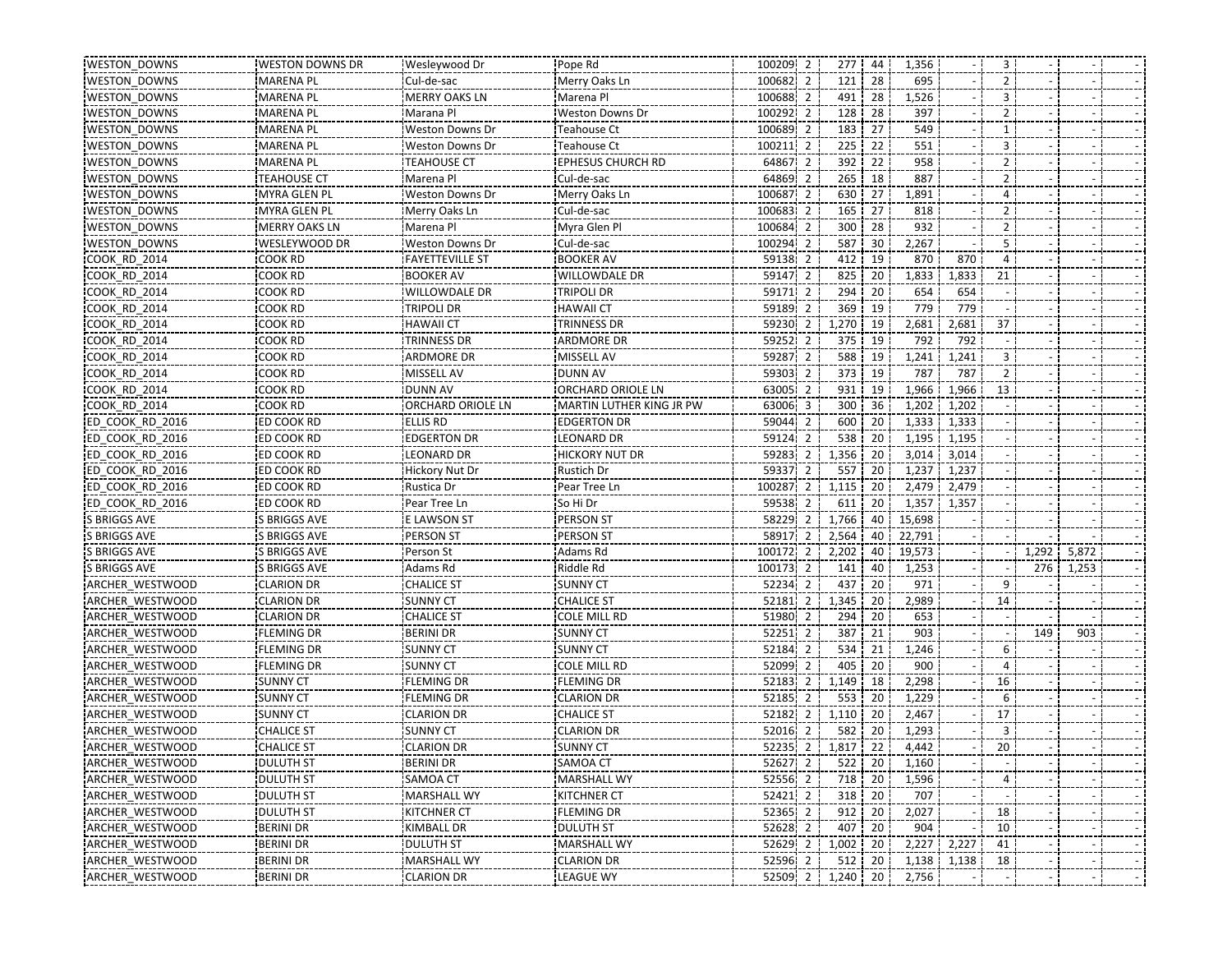| | | | | | | | | | | | | | |
|---|---|---|---|---|---|---|---|---|---|---|---|---|---|
| WESTON_DOWNS | WESTON DOWNS DR | Wesleywood Dr | Pope Rd | 100209 | 2 | 277 | 44 | 1,356 | - | 3 | - | - | - |
| WESTON_DOWNS | MARENA PL | Cul-de-sac | Merry Oaks Ln | 100682 | 2 | 121 | 28 | 695 | - | 2 | - | - | - |
| WESTON_DOWNS | MARENA PL | MERRY OAKS LN | Marena Pl | 100688 | 2 | 491 | 28 | 1,526 | - | 3 | - | - | - |
| WESTON_DOWNS | MARENA PL | Marana Pl | Weston Downs Dr | 100292 | 2 | 128 | 28 | 397 | - | 2 | - | - | - |
| WESTON_DOWNS | MARENA PL | Weston Downs Dr | Teahouse Ct | 100689 | 2 | 183 | 27 | 549 | - | 1 | - | - | - |
| WESTON_DOWNS | MARENA PL | Weston Downs Dr | Teahouse Ct | 100211 | 2 | 225 | 22 | 551 | - | 3 | - | - | - |
| WESTON_DOWNS | MARENA PL | TEAHOUSE CT | EPHESUS CHURCH RD | 64867 | 2 | 392 | 22 | 958 | - | 2 | - | - | - |
| WESTON_DOWNS | TEAHOUSE CT | Marena Pl | Cul-de-sac | 64869 | 2 | 265 | 18 | 887 | - | 2 | - | - | - |
| WESTON_DOWNS | MYRA GLEN PL | Weston Downs Dr | Merry Oaks Ln | 100687 | 2 | 630 | 27 | 1,891 | - | 4 | - | - | - |
| WESTON_DOWNS | MYRA GLEN PL | Merry Oaks Ln | Cul-de-sac | 100683 | 2 | 165 | 27 | 818 | - | 2 | - | - | - |
| WESTON_DOWNS | MERRY OAKS LN | Marena Pl | Myra Glen Pl | 100684 | 2 | 300 | 28 | 932 | - | 2 | - | - | - |
| WESTON_DOWNS | WESLEYWOOD DR | Weston Downs Dr | Cul-de-sac | 100294 | 2 | 587 | 30 | 2,267 | - | 5 | - | - | - |
| COOK_RD_2014 | COOK RD | FAYETTEVILLE ST | BOOKER AV | 59138 | 2 | 412 | 19 | 870 | 870 | 4 | - | - | - |
| COOK_RD_2014 | COOK RD | BOOKER AV | WILLOWDALE DR | 59147 | 2 | 825 | 20 | 1,833 | 1,833 | 21 | - | - | - |
| COOK_RD_2014 | COOK RD | WILLOWDALE DR | TRIPOLI DR | 59171 | 2 | 294 | 20 | 654 | 654 | - | - | - | - |
| COOK_RD_2014 | COOK RD | TRIPOLI DR | HAWAII CT | 59189 | 2 | 369 | 19 | 779 | 779 | - | - | - | - |
| COOK_RD_2014 | COOK RD | HAWAII CT | TRINNESS DR | 59230 | 2 | 1,270 | 19 | 2,681 | 2,681 | 37 | - | - | - |
| COOK_RD_2014 | COOK RD | TRINNESS DR | ARDMORE DR | 59252 | 2 | 375 | 19 | 792 | 792 | - | - | - | - |
| COOK_RD_2014 | COOK RD | ARDMORE DR | MISSELL AV | 59287 | 2 | 588 | 19 | 1,241 | 1,241 | 3 | - | - | - |
| COOK_RD_2014 | COOK RD | MISSELL AV | DUNN AV | 59303 | 2 | 373 | 19 | 787 | 787 | 2 | - | - | - |
| COOK_RD_2014 | COOK RD | DUNN AV | ORCHARD ORIOLE LN | 63005 | 2 | 931 | 19 | 1,966 | 1,966 | 13 | - | - | - |
| COOK_RD_2014 | COOK RD | ORCHARD ORIOLE LN | MARTIN LUTHER KING JR PW | 63006 | 3 | 300 | 36 | 1,202 | 1,202 | - | - | - | - |
| ED_COOK_RD_2016 | ED COOK RD | ELLIS RD | EDGERTON DR | 59044 | 2 | 600 | 20 | 1,333 | 1,333 | - | - | - | - |
| ED_COOK_RD_2016 | ED COOK RD | EDGERTON DR | LEONARD DR | 59124 | 2 | 538 | 20 | 1,195 | 1,195 | - | - | - | - |
| ED_COOK_RD_2016 | ED COOK RD | LEONARD DR | HICKORY NUT DR | 59283 | 2 | 1,356 | 20 | 3,014 | 3,014 | - | - | - | - |
| ED_COOK_RD_2016 | ED COOK RD | Hickory Nut Dr | Rustich Dr | 59337 | 2 | 557 | 20 | 1,237 | 1,237 | - | - | - | - |
| ED_COOK_RD_2016 | ED COOK RD | Rustica Dr | Pear Tree Ln | 100287 | 2 | 1,115 | 20 | 2,479 | 2,479 | - | - | - | - |
| ED_COOK_RD_2016 | ED COOK RD | Pear Tree Ln | So Hi Dr | 59538 | 2 | 611 | 20 | 1,357 | 1,357 | - | - | - | - |
| S BRIGGS AVE | S BRIGGS AVE | E LAWSON ST | PERSON ST | 58229 | 2 | 1,766 | 40 | 15,698 | - | - | - | - | - |
| S BRIGGS AVE | S BRIGGS AVE | PERSON ST | PERSON ST | 58917 | 2 | 2,564 | 40 | 22,791 | - | - | - | - | - |
| S BRIGGS AVE | S BRIGGS AVE | Person St | Adams Rd | 100172 | 2 | 2,202 | 40 | 19,573 | - | - | 1,292 | 5,872 | - |
| S BRIGGS AVE | S BRIGGS AVE | Adams Rd | Riddle Rd | 100173 | 2 | 141 | 40 | 1,253 | - | - | 276 | 1,253 | - |
| ARCHER_WESTWOOD | CLARION DR | CHALICE ST | SUNNY CT | 52234 | 2 | 437 | 20 | 971 | - | 9 | - | - | - |
| ARCHER_WESTWOOD | CLARION DR | SUNNY CT | CHALICE ST | 52181 | 2 | 1,345 | 20 | 2,989 | - | 14 | - | - | - |
| ARCHER_WESTWOOD | CLARION DR | CHALICE ST | COLE MILL RD | 51980 | 2 | 294 | 20 | 653 | - | - | - | - | - |
| ARCHER_WESTWOOD | FLEMING DR | BERINI DR | SUNNY CT | 52251 | 2 | 387 | 21 | 903 | - | - | 149 | 903 | - |
| ARCHER_WESTWOOD | FLEMING DR | SUNNY CT | SUNNY CT | 52184 | 2 | 534 | 21 | 1,246 | - | 6 | - | - | - |
| ARCHER_WESTWOOD | FLEMING DR | SUNNY CT | COLE MILL RD | 52099 | 2 | 405 | 20 | 900 | - | 4 | - | - | - |
| ARCHER_WESTWOOD | SUNNY CT | FLEMING DR | FLEMING DR | 52183 | 2 | 1,149 | 18 | 2,298 | - | 16 | - | - | - |
| ARCHER_WESTWOOD | SUNNY CT | FLEMING DR | CLARION DR | 52185 | 2 | 553 | 20 | 1,229 | - | 6 | - | - | - |
| ARCHER_WESTWOOD | SUNNY CT | CLARION DR | CHALICE ST | 52182 | 2 | 1,110 | 20 | 2,467 | - | 17 | - | - | - |
| ARCHER_WESTWOOD | CHALICE ST | SUNNY CT | CLARION DR | 52016 | 2 | 582 | 20 | 1,293 | - | 3 | - | - | - |
| ARCHER_WESTWOOD | CHALICE ST | CLARION DR | SUNNY CT | 52235 | 2 | 1,817 | 22 | 4,442 | - | 20 | - | - | - |
| ARCHER_WESTWOOD | DULUTH ST | BERINI DR | SAMOA CT | 52627 | 2 | 522 | 20 | 1,160 | - | - | - | - | - |
| ARCHER_WESTWOOD | DULUTH ST | SAMOA CT | MARSHALL WY | 52556 | 2 | 718 | 20 | 1,596 | - | 4 | - | - | - |
| ARCHER_WESTWOOD | DULUTH ST | MARSHALL WY | KITCHNER CT | 52421 | 2 | 318 | 20 | 707 | - | - | - | - | - |
| ARCHER_WESTWOOD | DULUTH ST | KITCHNER CT | FLEMING DR | 52365 | 2 | 912 | 20 | 2,027 | - | 18 | - | - | - |
| ARCHER_WESTWOOD | BERINI DR | KIMBALL DR | DULUTH ST | 52628 | 2 | 407 | 20 | 904 | - | 10 | - | - | - |
| ARCHER_WESTWOOD | BERINI DR | DULUTH ST | MARSHALL WY | 52629 | 2 | 1,002 | 20 | 2,227 | 2,227 | 41 | - | - | - |
| ARCHER_WESTWOOD | BERINI DR | MARSHALL WY | CLARION DR | 52596 | 2 | 512 | 20 | 1,138 | 1,138 | 18 | - | - | - |
| ARCHER_WESTWOOD | BERINI DR | CLARION DR | LEAGUE WY | 52509 | 2 | 1,240 | 20 | 2,756 | - | - | - | - | - |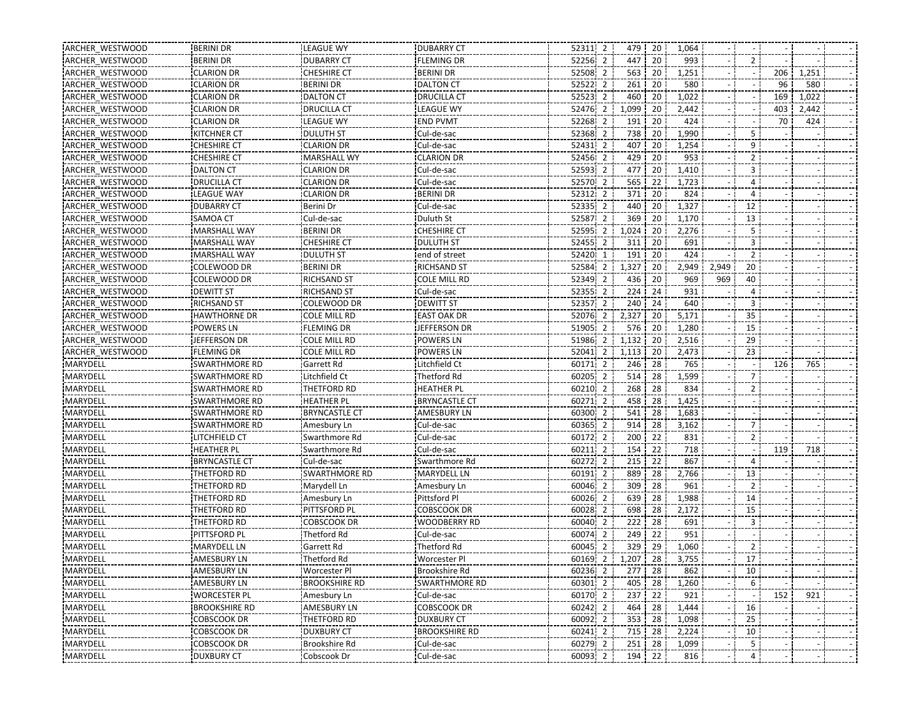| | | | | | | | | | | | | | |
|---|---|---|---|---|---|---|---|---|---|---|---|---|---|
| ARCHER_WESTWOOD | BERINI DR | LEAGUE WY | DUBARRY CT | 52311 | 2 | 479 | 20 | 1,064 | - | - | - | - | - |
| ARCHER_WESTWOOD | BERINI DR | DUBARRY CT | FLEMING DR | 52256 | 2 | 447 | 20 | 993 | - | 2 | - | - | - |
| ARCHER_WESTWOOD | CLARION DR | CHESHIRE CT | BERINI DR | 52508 | 2 | 563 | 20 | 1,251 | - | - | 206 | 1,251 | - |
| ARCHER_WESTWOOD | CLARION DR | BERINI DR | DALTON CT | 52522 | 2 | 261 | 20 | 580 | - | - | 96 | 580 | - |
| ARCHER_WESTWOOD | CLARION DR | DALTON CT | DRUCILLA CT | 52523 | 2 | 460 | 20 | 1,022 | - | - | 169 | 1,022 | - |
| ARCHER_WESTWOOD | CLARION DR | DRUCILLA CT | LEAGUE WY | 52476 | 2 | 1,099 | 20 | 2,442 | - | - | 403 | 2,442 | - |
| ARCHER_WESTWOOD | CLARION DR | LEAGUE WY | END PVMT | 52268 | 2 | 191 | 20 | 424 | - | - | 70 | 424 | - |
| ARCHER_WESTWOOD | KITCHNER CT | DULUTH ST | Cul-de-sac | 52368 | 2 | 738 | 20 | 1,990 | - | 5 | - | - | - |
| ARCHER_WESTWOOD | CHESHIRE CT | CLARION DR | Cul-de-sac | 52431 | 2 | 407 | 20 | 1,254 | - | 9 | - | - | - |
| ARCHER_WESTWOOD | CHESHIRE CT | MARSHALL WY | CLARION DR | 52456 | 2 | 429 | 20 | 953 | - | 2 | - | - | - |
| ARCHER_WESTWOOD | DALTON CT | CLARION DR | Cul-de-sac | 52593 | 2 | 477 | 20 | 1,410 | - | 3 | - | - | - |
| ARCHER_WESTWOOD | DRUCILLA CT | CLARION DR | Cul-de-sac | 52570 | 2 | 565 | 22 | 1,723 | - | 4 | - | - | - |
| ARCHER_WESTWOOD | LEAGUE WAY | CLARION DR | BERINI DR | 52312 | 2 | 371 | 20 | 824 | - | 4 | - | - | - |
| ARCHER_WESTWOOD | DUBARRY CT | Berini Dr | Cul-de-sac | 52335 | 2 | 440 | 20 | 1,327 | - | 12 | - | - | - |
| ARCHER_WESTWOOD | SAMOA CT | Cul-de-sac | Duluth St | 52587 | 2 | 369 | 20 | 1,170 | - | 13 | - | - | - |
| ARCHER_WESTWOOD | MARSHALL WAY | BERINI DR | CHESHIRE CT | 52595 | 2 | 1,024 | 20 | 2,276 | - | 5 | - | - | - |
| ARCHER_WESTWOOD | MARSHALL WAY | CHESHIRE CT | DULUTH ST | 52455 | 2 | 311 | 20 | 691 | - | 3 | - | - | - |
| ARCHER_WESTWOOD | MARSHALL WAY | DULUTH ST | end of street | 52420 | 1 | 191 | 20 | 424 | - | 2 | - | - | - |
| ARCHER_WESTWOOD | COLEWOOD DR | BERINI DR | RICHSAND ST | 52584 | 2 | 1,327 | 20 | 2,949 | 2,949 | 20 | - | - | - |
| ARCHER_WESTWOOD | COLEWOOD DR | RICHSAND ST | COLE MILL RD | 52349 | 2 | 436 | 20 | 969 | 969 | 40 | - | - | - |
| ARCHER_WESTWOOD | DEWITT ST | RICHSAND ST | Cul-de-sac | 52355 | 2 | 224 | 24 | 931 | - | 4 | - | - | - |
| ARCHER_WESTWOOD | RICHSAND ST | COLEWOOD DR | DEWITT ST | 52357 | 2 | 240 | 24 | 640 | - | 3 | - | - | - |
| ARCHER_WESTWOOD | HAWTHORNE DR | COLE MILL RD | EAST OAK DR | 52076 | 2 | 2,327 | 20 | 5,171 | - | 35 | - | - | - |
| ARCHER_WESTWOOD | POWERS LN | FLEMING DR | JEFFERSON DR | 51905 | 2 | 576 | 20 | 1,280 | - | 15 | - | - | - |
| ARCHER_WESTWOOD | JEFFERSON DR | COLE MILL RD | POWERS LN | 51986 | 2 | 1,132 | 20 | 2,516 | - | 29 | - | - | - |
| ARCHER_WESTWOOD | FLEMING DR | COLE MILL RD | POWERS LN | 52041 | 2 | 1,113 | 20 | 2,473 | - | 23 | - | - | - |
| MARYDELL | SWARTHMORE RD | Garrett Rd | Litchfield Ct | 60171 | 2 | 246 | 28 | 765 | - | - | 126 | 765 | - |
| MARYDELL | SWARTHMORE RD | Litchfield Ct | Thetford Rd | 60205 | 2 | 514 | 28 | 1,599 | - | 7 | - | - | - |
| MARYDELL | SWARTHMORE RD | THETFORD RD | HEATHER PL | 60210 | 2 | 268 | 28 | 834 | - | 2 | - | - | - |
| MARYDELL | SWARTHMORE RD | HEATHER PL | BRYNCASTLE CT | 60271 | 2 | 458 | 28 | 1,425 | - | - | - | - | - |
| MARYDELL | SWARTHMORE RD | BRYNCASTLE CT | AMESBURY LN | 60300 | 2 | 541 | 28 | 1,683 | - | - | - | - | - |
| MARYDELL | SWARTHMORE RD | Amesbury Ln | Cul-de-sac | 60365 | 2 | 914 | 28 | 3,162 | - | 7 | - | - | - |
| MARYDELL | LITCHFIELD CT | Swarthmore Rd | Cul-de-sac | 60172 | 2 | 200 | 22 | 831 | - | 2 | - | - | - |
| MARYDELL | HEATHER PL | Swarthmore Rd | Cul-de-sac | 60211 | 2 | 154 | 22 | 718 | - | - | 119 | 718 | - |
| MARYDELL | BRYNCASTLE CT | Cul-de-sac | Swarthmore Rd | 60272 | 2 | 215 | 22 | 867 | - | 4 | - | - | - |
| MARYDELL | THETFORD RD | SWARTHMORE RD | MARYDELL LN | 60191 | 2 | 889 | 28 | 2,766 | - | 13 | - | - | - |
| MARYDELL | THETFORD RD | Marydell Ln | Amesbury Ln | 60046 | 2 | 309 | 28 | 961 | - | 2 | - | - | - |
| MARYDELL | THETFORD RD | Amesbury Ln | Pittsford Pl | 60026 | 2 | 639 | 28 | 1,988 | - | 14 | - | - | - |
| MARYDELL | THETFORD RD | PITTSFORD PL | COBSCOOK DR | 60028 | 2 | 698 | 28 | 2,172 | - | 15 | - | - | - |
| MARYDELL | THETFORD RD | COBSCOOK DR | WOODBERRY RD | 60040 | 2 | 222 | 28 | 691 | - | 3 | - | - | - |
| MARYDELL | PITTSFORD PL | Thetford Rd | Cul-de-sac | 60074 | 2 | 249 | 22 | 951 | - | - | - | - | - |
| MARYDELL | MARYDELL LN | Garrett Rd | Thetford Rd | 60045 | 2 | 329 | 29 | 1,060 | - | 2 | - | - | - |
| MARYDELL | AMESBURY LN | Thetford Rd | Worcester Pl | 60169 | 2 | 1,207 | 28 | 3,755 | - | 17 | - | - | - |
| MARYDELL | AMESBURY LN | Worcester Pl | Brookshire Rd | 60236 | 2 | 277 | 28 | 862 | - | 10 | - | - | - |
| MARYDELL | AMESBURY LN | BROOKSHIRE RD | SWARTHMORE RD | 60301 | 2 | 405 | 28 | 1,260 | - | 6 | - | - | - |
| MARYDELL | WORCESTER PL | Amesbury Ln | Cul-de-sac | 60170 | 2 | 237 | 22 | 921 | - | - | 152 | 921 | - |
| MARYDELL | BROOKSHIRE RD | AMESBURY LN | COBSCOOK DR | 60242 | 2 | 464 | 28 | 1,444 | - | 16 | - | - | - |
| MARYDELL | COBSCOOK DR | THETFORD RD | DUXBURY CT | 60092 | 2 | 353 | 28 | 1,098 | - | 25 | - | - | - |
| MARYDELL | COBSCOOK DR | DUXBURY CT | BROOKSHIRE RD | 60241 | 2 | 715 | 28 | 2,224 | - | 10 | - | - | - |
| MARYDELL | COBSCOOK DR | Brookshire Rd | Cul-de-sac | 60279 | 2 | 251 | 28 | 1,099 | - | 5 | - | - | - |
| MARYDELL | DUXBURY CT | Cobscook Dr | Cul-de-sac | 60093 | 2 | 194 | 22 | 816 | - | 4 | - | - | - |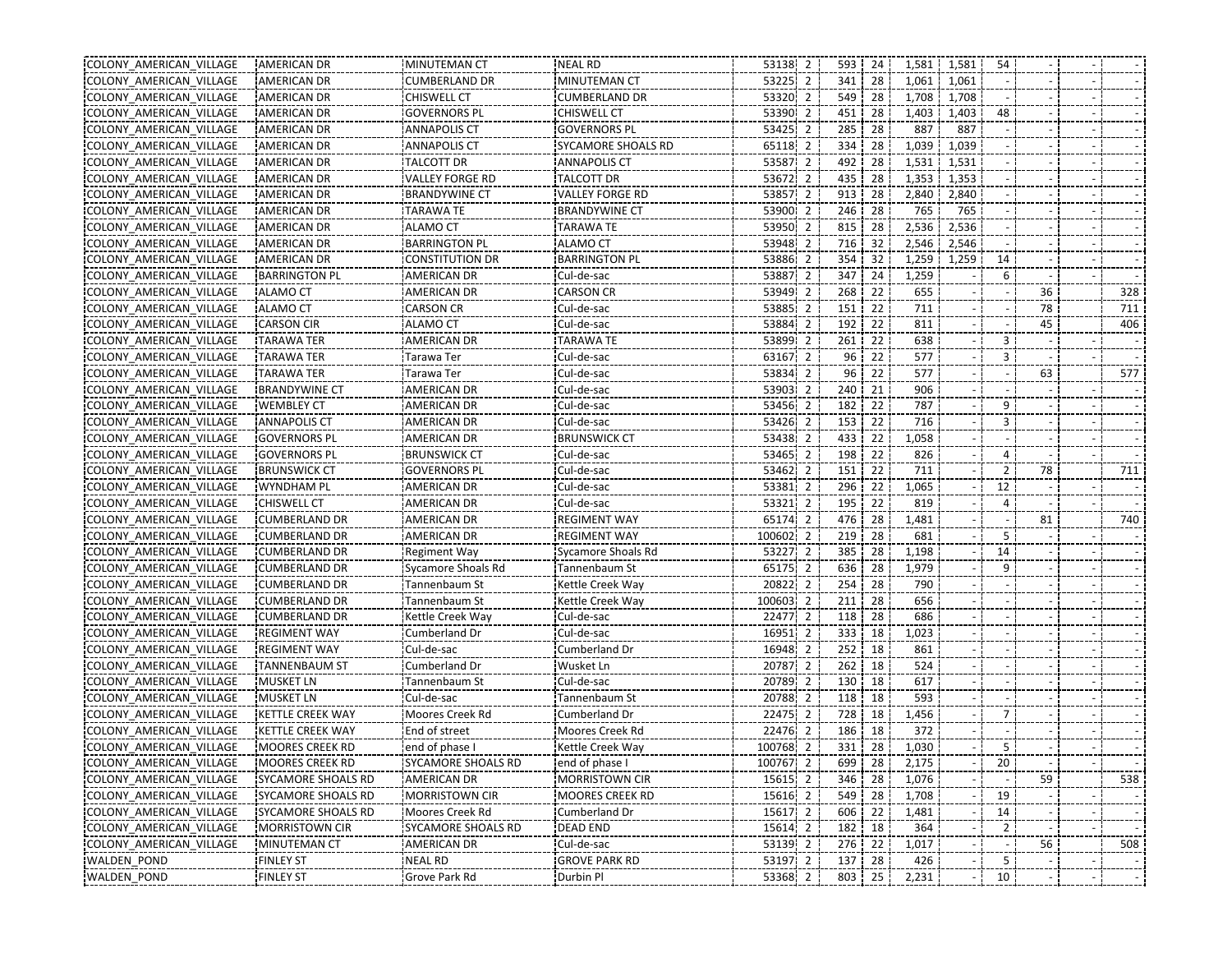| | | | | | | | | | | | | | |
|---|---|---|---|---|---|---|---|---|---|---|---|---|---|
| COLONY_AMERICAN_VILLAGE | AMERICAN DR | MINUTEMAN CT | NEAL RD | 53138 | 2 | 593 | 24 | 1,581 | 1,581 | 54 | - | - | - |
| COLONY_AMERICAN_VILLAGE | AMERICAN DR | CUMBERLAND DR | MINUTEMAN CT | 53225 | 2 | 341 | 28 | 1,061 | 1,061 | - | - | - | - |
| COLONY_AMERICAN_VILLAGE | AMERICAN DR | CHISWELL CT | CUMBERLAND DR | 53320 | 2 | 549 | 28 | 1,708 | 1,708 | - | - | - | - |
| COLONY_AMERICAN_VILLAGE | AMERICAN DR | GOVERNORS PL | CHISWELL CT | 53390 | 2 | 451 | 28 | 1,403 | 1,403 | 48 | - | - | - |
| COLONY_AMERICAN_VILLAGE | AMERICAN DR | ANNAPOLIS CT | GOVERNORS PL | 53425 | 2 | 285 | 28 | 887 | 887 | - | - | - | - |
| COLONY_AMERICAN_VILLAGE | AMERICAN DR | ANNAPOLIS CT | SYCAMORE SHOALS RD | 65118 | 2 | 334 | 28 | 1,039 | 1,039 | - | - | - | - |
| COLONY_AMERICAN_VILLAGE | AMERICAN DR | TALCOTT DR | ANNAPOLIS CT | 53587 | 2 | 492 | 28 | 1,531 | 1,531 | - | - | - | - |
| COLONY_AMERICAN_VILLAGE | AMERICAN DR | VALLEY FORGE RD | TALCOTT DR | 53672 | 2 | 435 | 28 | 1,353 | 1,353 | - | - | - | - |
| COLONY_AMERICAN_VILLAGE | AMERICAN DR | BRANDYWINE CT | VALLEY FORGE RD | 53857 | 2 | 913 | 28 | 2,840 | 2,840 | - | - | - | - |
| COLONY_AMERICAN_VILLAGE | AMERICAN DR | TARAWA TE | BRANDYWINE CT | 53900 | 2 | 246 | 28 | 765 | 765 | - | - | - | - |
| COLONY_AMERICAN_VILLAGE | AMERICAN DR | ALAMO CT | TARAWA TE | 53950 | 2 | 815 | 28 | 2,536 | 2,536 | - | - | - | - |
| COLONY_AMERICAN_VILLAGE | AMERICAN DR | BARRINGTON PL | ALAMO CT | 53948 | 2 | 716 | 32 | 2,546 | 2,546 | - | - | - | - |
| COLONY_AMERICAN_VILLAGE | AMERICAN DR | CONSTITUTION DR | BARRINGTON PL | 53886 | 2 | 354 | 32 | 1,259 | 1,259 | 14 | - | - | - |
| COLONY_AMERICAN_VILLAGE | BARRINGTON PL | AMERICAN DR | Cul-de-sac | 53887 | 2 | 347 | 24 | 1,259 | | 6 | - | - | - |
| COLONY_AMERICAN_VILLAGE | ALAMO CT | AMERICAN DR | CARSON CR | 53949 | 2 | 268 | 22 | 655 | - | - | 36 | | 328 |
| COLONY_AMERICAN_VILLAGE | ALAMO CT | CARSON CR | Cul-de-sac | 53885 | 2 | 151 | 22 | 711 | - | - | 78 | | 711 |
| COLONY_AMERICAN_VILLAGE | CARSON CIR | ALAMO CT | Cul-de-sac | 53884 | 2 | 192 | 22 | 811 | - | - | 45 | | 406 |
| COLONY_AMERICAN_VILLAGE | TARAWA TER | AMERICAN DR | TARAWA TE | 53899 | 2 | 261 | 22 | 638 | - | 3 | - | - | - |
| COLONY_AMERICAN_VILLAGE | TARAWA TER | Tarawa Ter | Cul-de-sac | 63167 | 2 | 96 | 22 | 577 | - | 3 | - | - | - |
| COLONY_AMERICAN_VILLAGE | TARAWA TER | Tarawa Ter | Cul-de-sac | 53834 | 2 | 96 | 22 | 577 | - | - | 63 | | 577 |
| COLONY_AMERICAN_VILLAGE | BRANDYWINE CT | AMERICAN DR | Cul-de-sac | 53903 | 2 | 240 | 21 | 906 | - | - | - | - | - |
| COLONY_AMERICAN_VILLAGE | WEMBLEY CT | AMERICAN DR | Cul-de-sac | 53456 | 2 | 182 | 22 | 787 | - | 9 | - | - | - |
| COLONY_AMERICAN_VILLAGE | ANNAPOLIS CT | AMERICAN DR | Cul-de-sac | 53426 | 2 | 153 | 22 | 716 | - | 3 | - | - | - |
| COLONY_AMERICAN_VILLAGE | GOVERNORS PL | AMERICAN DR | BRUNSWICK CT | 53438 | 2 | 433 | 22 | 1,058 | - | - | - | - | - |
| COLONY_AMERICAN_VILLAGE | GOVERNORS PL | BRUNSWICK CT | Cul-de-sac | 53465 | 2 | 198 | 22 | 826 | - | 4 | - | - | - |
| COLONY_AMERICAN_VILLAGE | BRUNSWICK CT | GOVERNORS PL | Cul-de-sac | 53462 | 2 | 151 | 22 | 711 | - | 2 | 78 | | 711 |
| COLONY_AMERICAN_VILLAGE | WYNDHAM PL | AMERICAN DR | Cul-de-sac | 53381 | 2 | 296 | 22 | 1,065 | - | 12 | - | - | - |
| COLONY_AMERICAN_VILLAGE | CHISWELL CT | AMERICAN DR | Cul-de-sac | 53321 | 2 | 195 | 22 | 819 | - | 4 | - | - | - |
| COLONY_AMERICAN_VILLAGE | CUMBERLAND DR | AMERICAN DR | REGIMENT WAY | 65174 | 2 | 476 | 28 | 1,481 | - | - | 81 | | 740 |
| COLONY_AMERICAN_VILLAGE | CUMBERLAND DR | AMERICAN DR | REGIMENT WAY | 100602 | 2 | 219 | 28 | 681 | - | 5 | - | - | - |
| COLONY_AMERICAN_VILLAGE | CUMBERLAND DR | Regiment Way | Sycamore Shoals Rd | 53227 | 2 | 385 | 28 | 1,198 | - | 14 | - | - | - |
| COLONY_AMERICAN_VILLAGE | CUMBERLAND DR | Sycamore Shoals Rd | Tannenbaum St | 65175 | 2 | 636 | 28 | 1,979 | - | 9 | - | - | - |
| COLONY_AMERICAN_VILLAGE | CUMBERLAND DR | Tannenbaum St | Kettle Creek Way | 20822 | 2 | 254 | 28 | 790 | - | - | - | - | - |
| COLONY_AMERICAN_VILLAGE | CUMBERLAND DR | Tannenbaum St | Kettle Creek Way | 100603 | 2 | 211 | 28 | 656 | - | - | - | - | - |
| COLONY_AMERICAN_VILLAGE | CUMBERLAND DR | Kettle Creek Way | Cul-de-sac | 22477 | 2 | 118 | 28 | 686 | - | - | - | - | - |
| COLONY_AMERICAN_VILLAGE | REGIMENT WAY | Cumberland Dr | Cul-de-sac | 16951 | 2 | 333 | 18 | 1,023 | - | - | - | - | - |
| COLONY_AMERICAN_VILLAGE | REGIMENT WAY | Cul-de-sac | Cumberland Dr | 16948 | 2 | 252 | 18 | 861 | - | - | - | - | - |
| COLONY_AMERICAN_VILLAGE | TANNENBAUM ST | Cumberland Dr | Wusket Ln | 20787 | 2 | 262 | 18 | 524 | - | - | - | - | - |
| COLONY_AMERICAN_VILLAGE | MUSKET LN | Tannenbaum St | Cul-de-sac | 20789 | 2 | 130 | 18 | 617 | - | - | - | - | - |
| COLONY_AMERICAN_VILLAGE | MUSKET LN | Cul-de-sac | Tannenbaum St | 20788 | 2 | 118 | 18 | 593 | - | - | - | - | - |
| COLONY_AMERICAN_VILLAGE | KETTLE CREEK WAY | Moores Creek Rd | Cumberland Dr | 22475 | 2 | 728 | 18 | 1,456 | - | 7 | - | - | - |
| COLONY_AMERICAN_VILLAGE | KETTLE CREEK WAY | End of street | Moores Creek Rd | 22476 | 2 | 186 | 18 | 372 | - | - | - | - | - |
| COLONY_AMERICAN_VILLAGE | MOORES CREEK RD | end of phase I | Kettle Creek Way | 100768 | 2 | 331 | 28 | 1,030 | - | 5 | - | - | - |
| COLONY_AMERICAN_VILLAGE | MOORES CREEK RD | SYCAMORE SHOALS RD | end of phase I | 100767 | 2 | 699 | 28 | 2,175 | - | 20 | - | - | - |
| COLONY_AMERICAN_VILLAGE | SYCAMORE SHOALS RD | AMERICAN DR | MORRISTOWN CIR | 15615 | 2 | 346 | 28 | 1,076 | - | - | 59 | | 538 |
| COLONY_AMERICAN_VILLAGE | SYCAMORE SHOALS RD | MORRISTOWN CIR | MOORES CREEK RD | 15616 | 2 | 549 | 28 | 1,708 | - | 19 | - | - | - |
| COLONY_AMERICAN_VILLAGE | SYCAMORE SHOALS RD | Moores Creek Rd | Cumberland Dr | 15617 | 2 | 606 | 22 | 1,481 | - | 14 | - | - | - |
| COLONY_AMERICAN_VILLAGE | MORRISTOWN CIR | SYCAMORE SHOALS RD | DEAD END | 15614 | 2 | 182 | 18 | 364 | - | 2 | - | - | - |
| COLONY_AMERICAN_VILLAGE | MINUTEMAN CT | AMERICAN DR | Cul-de-sac | 53139 | 2 | 276 | 22 | 1,017 | - | - | 56 | | 508 |
| WALDEN_POND | FINLEY ST | NEAL RD | GROVE PARK RD | 53197 | 2 | 137 | 28 | 426 | - | 5 | - | - | - |
| WALDEN_POND | FINLEY ST | Grove Park Rd | Durbin Pl | 53368 | 2 | 803 | 25 | 2,231 | - | 10 | - | - | - |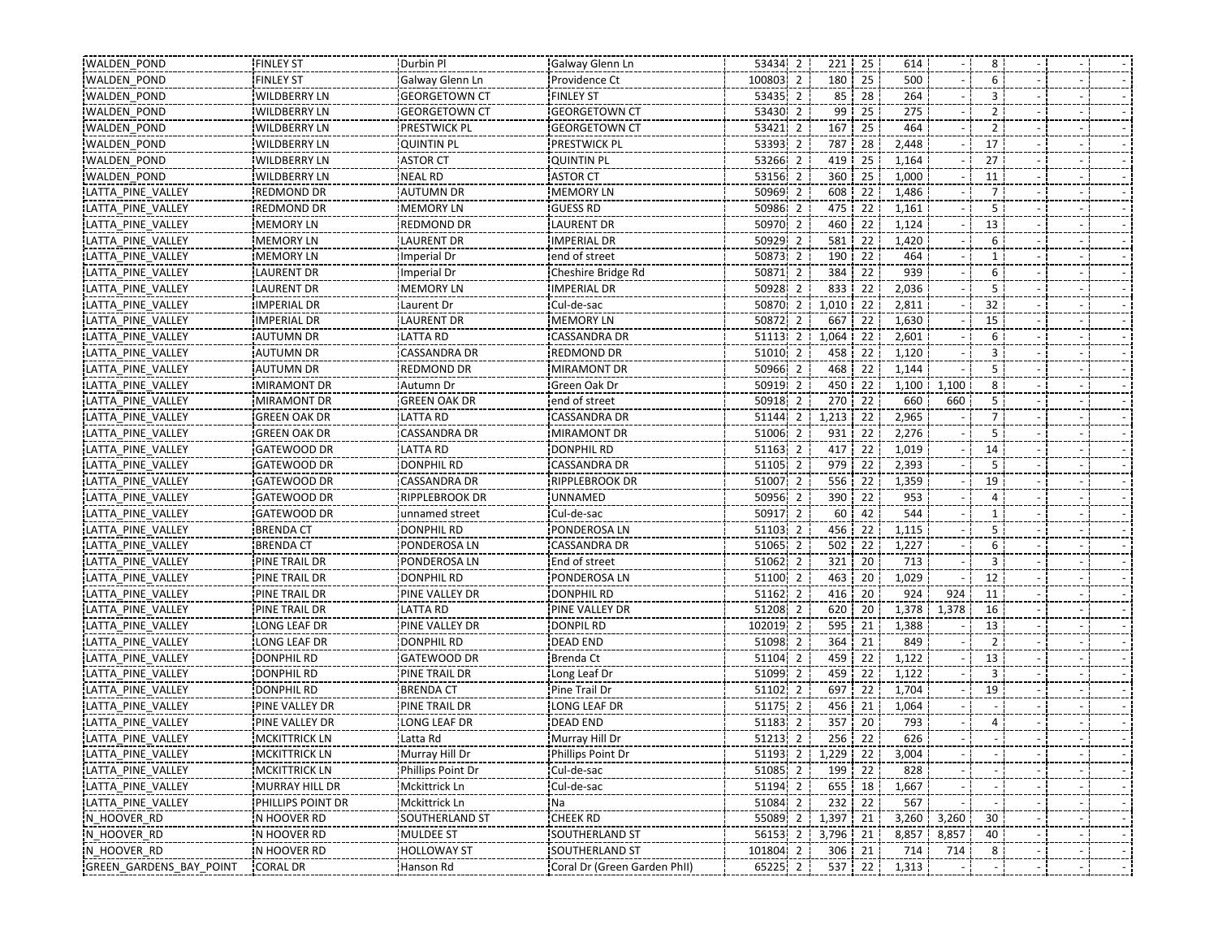| | | | | | | | | | | | | | |
|---|---|---|---|---|---|---|---|---|---|---|---|---|---|
| WALDEN_POND | FINLEY ST | Durbin Pl | Galway Glenn Ln | 53434 | 2 | 221 | 25 | 614 | - | 8 | - | - | - |
| WALDEN_POND | FINLEY ST | Galway Glenn Ln | Providence Ct | 100803 | 2 | 180 | 25 | 500 | - | 6 | - | - | - |
| WALDEN_POND | WILDBERRY LN | GEORGETOWN CT | FINLEY ST | 53435 | 2 | 85 | 28 | 264 | - | 3 | - | - | - |
| WALDEN_POND | WILDBERRY LN | GEORGETOWN CT | GEORGETOWN CT | 53430 | 2 | 99 | 25 | 275 | - | 2 | - | - | - |
| WALDEN_POND | WILDBERRY LN | PRESTWICK PL | GEORGETOWN CT | 53421 | 2 | 167 | 25 | 464 | - | 2 | - | - | - |
| WALDEN_POND | WILDBERRY LN | QUINTIN PL | PRESTWICK PL | 53393 | 2 | 787 | 28 | 2,448 | - | 17 | - | - | - |
| WALDEN_POND | WILDBERRY LN | ASTOR CT | QUINTIN PL | 53266 | 2 | 419 | 25 | 1,164 | - | 27 | - | - | - |
| WALDEN_POND | WILDBERRY LN | NEAL RD | ASTOR CT | 53156 | 2 | 360 | 25 | 1,000 | - | 11 | - | - | - |
| LATTA_PINE_VALLEY | REDMOND DR | AUTUMN DR | MEMORY LN | 50969 | 2 | 608 | 22 | 1,486 | - | 7 | - | - | - |
| LATTA_PINE_VALLEY | REDMOND DR | MEMORY LN | GUESS RD | 50986 | 2 | 475 | 22 | 1,161 | - | 5 | - | - | - |
| LATTA_PINE_VALLEY | MEMORY LN | REDMOND DR | LAURENT DR | 50970 | 2 | 460 | 22 | 1,124 | - | 13 | - | - | - |
| LATTA_PINE_VALLEY | MEMORY LN | LAURENT DR | IMPERIAL DR | 50929 | 2 | 581 | 22 | 1,420 | - | 6 | - | - | - |
| LATTA_PINE_VALLEY | MEMORY LN | Imperial Dr | end of street | 50873 | 2 | 190 | 22 | 464 | - | 1 | - | - | - |
| LATTA_PINE_VALLEY | LAURENT DR | Imperial Dr | Cheshire Bridge Rd | 50871 | 2 | 384 | 22 | 939 | - | 6 | - | - | - |
| LATTA_PINE_VALLEY | LAURENT DR | MEMORY LN | IMPERIAL DR | 50928 | 2 | 833 | 22 | 2,036 | - | 5 | - | - | - |
| LATTA_PINE_VALLEY | IMPERIAL DR | Laurent Dr | Cul-de-sac | 50870 | 2 | 1,010 | 22 | 2,811 | - | 32 | - | - | - |
| LATTA_PINE_VALLEY | IMPERIAL DR | LAURENT DR | MEMORY LN | 50872 | 2 | 667 | 22 | 1,630 | - | 15 | - | - | - |
| LATTA_PINE_VALLEY | AUTUMN DR | LATTA RD | CASSANDRA DR | 51113 | 2 | 1,064 | 22 | 2,601 | - | 6 | - | - | - |
| LATTA_PINE_VALLEY | AUTUMN DR | CASSANDRA DR | REDMOND DR | 51010 | 2 | 458 | 22 | 1,120 | - | 3 | - | - | - |
| LATTA_PINE_VALLEY | AUTUMN DR | REDMOND DR | MIRAMONT DR | 50966 | 2 | 468 | 22 | 1,144 | - | 5 | - | - | - |
| LATTA_PINE_VALLEY | MIRAMONT DR | Autumn Dr | Green Oak Dr | 50919 | 2 | 450 | 22 | 1,100 | 1,100 | 8 | - | - | - |
| LATTA_PINE_VALLEY | MIRAMONT DR | GREEN OAK DR | end of street | 50918 | 2 | 270 | 22 | 660 | 660 | 5 | - | - | - |
| LATTA_PINE_VALLEY | GREEN OAK DR | LATTA RD | CASSANDRA DR | 51144 | 2 | 1,213 | 22 | 2,965 | - | 7 | - | - | - |
| LATTA_PINE_VALLEY | GREEN OAK DR | CASSANDRA DR | MIRAMONT DR | 51006 | 2 | 931 | 22 | 2,276 | - | 5 | - | - | - |
| LATTA_PINE_VALLEY | GATEWOOD DR | LATTA RD | DONPHIL RD | 51163 | 2 | 417 | 22 | 1,019 | - | 14 | - | - | - |
| LATTA_PINE_VALLEY | GATEWOOD DR | DONPHIL RD | CASSANDRA DR | 51105 | 2 | 979 | 22 | 2,393 | - | 5 | - | - | - |
| LATTA_PINE_VALLEY | GATEWOOD DR | CASSANDRA DR | RIPPLEBROOK DR | 51007 | 2 | 556 | 22 | 1,359 | - | 19 | - | - | - |
| LATTA_PINE_VALLEY | GATEWOOD DR | RIPPLEBROOK DR | UNNAMED | 50956 | 2 | 390 | 22 | 953 | - | 4 | - | - | - |
| LATTA_PINE_VALLEY | GATEWOOD DR | unnamed street | Cul-de-sac | 50917 | 2 | 60 | 42 | 544 | - | 1 | - | - | - |
| LATTA_PINE_VALLEY | BRENDA CT | DONPHIL RD | PONDEROSA LN | 51103 | 2 | 456 | 22 | 1,115 | - | 5 | - | - | - |
| LATTA_PINE_VALLEY | BRENDA CT | PONDEROSA LN | CASSANDRA DR | 51065 | 2 | 502 | 22 | 1,227 | - | 6 | - | - | - |
| LATTA_PINE_VALLEY | PINE TRAIL DR | PONDEROSA LN | End of street | 51062 | 2 | 321 | 20 | 713 | - | 3 | - | - | - |
| LATTA_PINE_VALLEY | PINE TRAIL DR | DONPHIL RD | PONDEROSA LN | 51100 | 2 | 463 | 20 | 1,029 | - | 12 | - | - | - |
| LATTA_PINE_VALLEY | PINE TRAIL DR | PINE VALLEY DR | DONPHIL RD | 51162 | 2 | 416 | 20 | 924 | 924 | 11 | - | - | - |
| LATTA_PINE_VALLEY | PINE TRAIL DR | LATTA RD | PINE VALLEY DR | 51208 | 2 | 620 | 20 | 1,378 | 1,378 | 16 | - | - | - |
| LATTA_PINE_VALLEY | LONG LEAF DR | PINE VALLEY DR | DONPIL RD | 102019 | 2 | 595 | 21 | 1,388 | - | 13 | - | - | - |
| LATTA_PINE_VALLEY | LONG LEAF DR | DONPHIL RD | DEAD END | 51098 | 2 | 364 | 21 | 849 | - | 2 | - | - | - |
| LATTA_PINE_VALLEY | DONPHIL RD | GATEWOOD DR | Brenda Ct | 51104 | 2 | 459 | 22 | 1,122 | - | 13 | - | - | - |
| LATTA_PINE_VALLEY | DONPHIL RD | PINE TRAIL DR | Long Leaf Dr | 51099 | 2 | 459 | 22 | 1,122 | - | 3 | - | - | - |
| LATTA_PINE_VALLEY | DONPHIL RD | BRENDA CT | Pine Trail Dr | 51102 | 2 | 697 | 22 | 1,704 | - | 19 | - | - | - |
| LATTA_PINE_VALLEY | PINE VALLEY DR | PINE TRAIL DR | LONG LEAF DR | 51175 | 2 | 456 | 21 | 1,064 | - | - | - | - | - |
| LATTA_PINE_VALLEY | PINE VALLEY DR | LONG LEAF DR | DEAD END | 51183 | 2 | 357 | 20 | 793 | - | 4 | - | - | - |
| LATTA_PINE_VALLEY | MCKITTRICK LN | Latta Rd | Murray Hill Dr | 51213 | 2 | 256 | 22 | 626 | - | - | - | - | - |
| LATTA_PINE_VALLEY | MCKITTRICK LN | Murray Hill Dr | Phillips Point Dr | 51193 | 2 | 1,229 | 22 | 3,004 | - | - | - | - | - |
| LATTA_PINE_VALLEY | MCKITTRICK LN | Phillips Point Dr | Cul-de-sac | 51085 | 2 | 199 | 22 | 828 | - | - | - | - | - |
| LATTA_PINE_VALLEY | MURRAY HILL DR | Mckittrick Ln | Cul-de-sac | 51194 | 2 | 655 | 18 | 1,667 | - | - | - | - | - |
| LATTA_PINE_VALLEY | PHILLIPS POINT DR | Mckittrick Ln | Na | 51084 | 2 | 232 | 22 | 567 | - | - | - | - | - |
| N_HOOVER_RD | N HOOVER RD | SOUTHERLAND ST | CHEEK RD | 55089 | 2 | 1,397 | 21 | 3,260 | 3,260 | 30 | - | - | - |
| N_HOOVER_RD | N HOOVER RD | MULDEE ST | SOUTHERLAND ST | 56153 | 2 | 3,796 | 21 | 8,857 | 8,857 | 40 | - | - | - |
| N_HOOVER_RD | N HOOVER RD | HOLLOWAY ST | SOUTHERLAND ST | 101804 | 2 | 306 | 21 | 714 | 714 | 8 | - | - | - |
| GREEN_GARDENS_BAY_POINT | CORAL DR | Hanson Rd | Coral Dr (Green Garden PhII) | 65225 | 2 | 537 | 22 | 1,313 | - | - | - | - | - |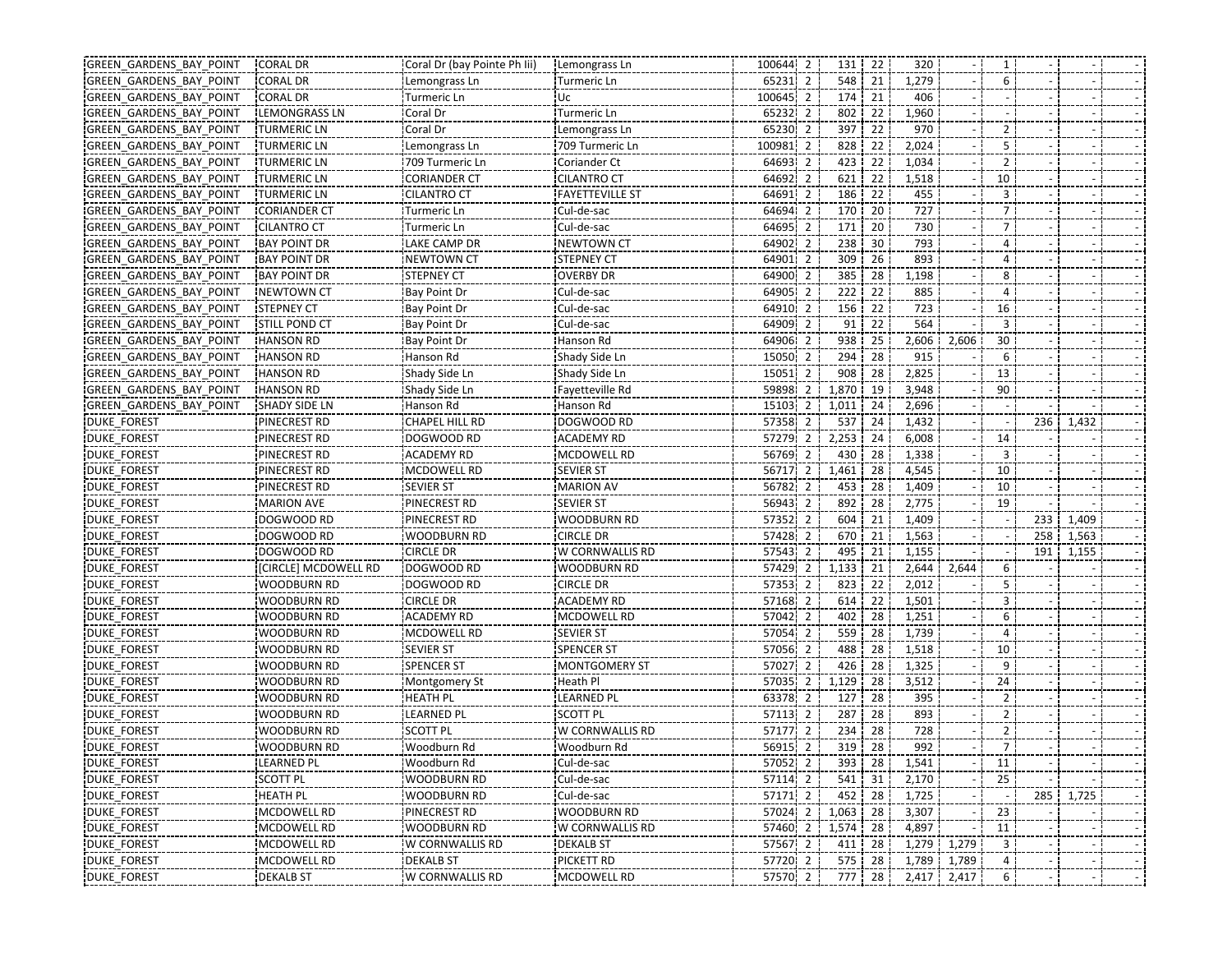| | | | | | | | | | | | | | |
|---|---|---|---|---|---|---|---|---|---|---|---|---|---|
| GREEN_GARDENS_BAY_POINT | CORAL DR | Coral Dr (bay Pointe Ph Iii) | Lemongrass Ln | 100644 | 2 | 131 | 22 | 320 | - | 1 | - | - | - |
| GREEN_GARDENS_BAY_POINT | CORAL DR | Lemongrass Ln | Turmeric Ln | 65231 | 2 | 548 | 21 | 1,279 | - | 6 | - | - | - |
| GREEN_GARDENS_BAY_POINT | CORAL DR | Turmeric Ln | Uc | 100645 | 2 | 174 | 21 | 406 | - | - | - | - | - |
| GREEN_GARDENS_BAY_POINT | LEMONGRASS LN | Coral Dr | Turmeric Ln | 65232 | 2 | 802 | 22 | 1,960 | - | - | - | - | - |
| GREEN_GARDENS_BAY_POINT | TURMERIC LN | Coral Dr | Lemongrass Ln | 65230 | 2 | 397 | 22 | 970 | - | 2 | - | - | - |
| GREEN_GARDENS_BAY_POINT | TURMERIC LN | Lemongrass Ln | 709 Turmeric Ln | 100981 | 2 | 828 | 22 | 2,024 | - | 5 | - | - | - |
| GREEN_GARDENS_BAY_POINT | TURMERIC LN | 709 Turmeric Ln | Coriander Ct | 64693 | 2 | 423 | 22 | 1,034 | - | 2 | - | - | - |
| GREEN_GARDENS_BAY_POINT | TURMERIC LN | CORIANDER CT | CILANTRO CT | 64692 | 2 | 621 | 22 | 1,518 | - | 10 | - | - | - |
| GREEN_GARDENS_BAY_POINT | TURMERIC LN | CILANTRO CT | FAYETTEVILLE ST | 64691 | 2 | 186 | 22 | 455 | - | 3 | - | - | - |
| GREEN_GARDENS_BAY_POINT | CORIANDER CT | Turmeric Ln | Cul-de-sac | 64694 | 2 | 170 | 20 | 727 | - | 7 | - | - | - |
| GREEN_GARDENS_BAY_POINT | CILANTRO CT | Turmeric Ln | Cul-de-sac | 64695 | 2 | 171 | 20 | 730 | - | 7 | - | - | - |
| GREEN_GARDENS_BAY_POINT | BAY POINT DR | LAKE CAMP DR | NEWTOWN CT | 64902 | 2 | 238 | 30 | 793 | - | 4 | - | - | - |
| GREEN_GARDENS_BAY_POINT | BAY POINT DR | NEWTOWN CT | STEPNEY CT | 64901 | 2 | 309 | 26 | 893 | - | 4 | - | - | - |
| GREEN_GARDENS_BAY_POINT | BAY POINT DR | STEPNEY CT | OVERBY DR | 64900 | 2 | 385 | 28 | 1,198 | - | 8 | - | - | - |
| GREEN_GARDENS_BAY_POINT | NEWTOWN CT | Bay Point Dr | Cul-de-sac | 64905 | 2 | 222 | 22 | 885 | - | 4 | - | - | - |
| GREEN_GARDENS_BAY_POINT | STEPNEY CT | Bay Point Dr | Cul-de-sac | 64910 | 2 | 156 | 22 | 723 | - | 16 | - | - | - |
| GREEN_GARDENS_BAY_POINT | STILL POND CT | Bay Point Dr | Cul-de-sac | 64909 | 2 | 91 | 22 | 564 | - | 3 | - | - | - |
| GREEN_GARDENS_BAY_POINT | HANSON RD | Bay Point Dr | Hanson Rd | 64906 | 2 | 938 | 25 | 2,606 | 2,606 | 30 | - | - | - |
| GREEN_GARDENS_BAY_POINT | HANSON RD | Hanson Rd | Shady Side Ln | 15050 | 2 | 294 | 28 | 915 | - | 6 | - | - | - |
| GREEN_GARDENS_BAY_POINT | HANSON RD | Shady Side Ln | Shady Side Ln | 15051 | 2 | 908 | 28 | 2,825 | - | 13 | - | - | - |
| GREEN_GARDENS_BAY_POINT | HANSON RD | Shady Side Ln | Fayetteville Rd | 59898 | 2 | 1,870 | 19 | 3,948 | - | 90 | - | - | - |
| GREEN_GARDENS_BAY_POINT | SHADY SIDE LN | Hanson Rd | Hanson Rd | 15103 | 2 | 1,011 | 24 | 2,696 | - | - | - | - | - |
| DUKE_FOREST | PINECREST RD | CHAPEL HILL RD | DOGWOOD RD | 57358 | 2 | 537 | 24 | 1,432 | - | - | 236 | 1,432 | - |
| DUKE_FOREST | PINECREST RD | DOGWOOD RD | ACADEMY RD | 57279 | 2 | 2,253 | 24 | 6,008 | - | 14 | - | - | - |
| DUKE_FOREST | PINECREST RD | ACADEMY RD | MCDOWELL RD | 56769 | 2 | 430 | 28 | 1,338 | - | 3 | - | - | - |
| DUKE_FOREST | PINECREST RD | MCDOWELL RD | SEVIER ST | 56717 | 2 | 1,461 | 28 | 4,545 | - | 10 | - | - | - |
| DUKE_FOREST | PINECREST RD | SEVIER ST | MARION AV | 56782 | 2 | 453 | 28 | 1,409 | - | 10 | - | - | - |
| DUKE_FOREST | MARION AVE | PINECREST RD | SEVIER ST | 56943 | 2 | 892 | 28 | 2,775 | - | 19 | - | - | - |
| DUKE_FOREST | DOGWOOD RD | PINECREST RD | WOODBURN RD | 57352 | 2 | 604 | 21 | 1,409 | - | - | 233 | 1,409 | - |
| DUKE_FOREST | DOGWOOD RD | WOODBURN RD | CIRCLE DR | 57428 | 2 | 670 | 21 | 1,563 | - | - | 258 | 1,563 | - |
| DUKE_FOREST | DOGWOOD RD | CIRCLE DR | W CORNWALLIS RD | 57543 | 2 | 495 | 21 | 1,155 | - | - | 191 | 1,155 | - |
| DUKE_FOREST | [CIRCLE] MCDOWELL RD | DOGWOOD RD | WOODBURN RD | 57429 | 2 | 1,133 | 21 | 2,644 | 2,644 | 6 | - | - | - |
| DUKE_FOREST | WOODBURN RD | DOGWOOD RD | CIRCLE DR | 57353 | 2 | 823 | 22 | 2,012 | - | 5 | - | - | - |
| DUKE_FOREST | WOODBURN RD | CIRCLE DR | ACADEMY RD | 57168 | 2 | 614 | 22 | 1,501 | - | 3 | - | - | - |
| DUKE_FOREST | WOODBURN RD | ACADEMY RD | MCDOWELL RD | 57042 | 2 | 402 | 28 | 1,251 | - | 6 | - | - | - |
| DUKE_FOREST | WOODBURN RD | MCDOWELL RD | SEVIER ST | 57054 | 2 | 559 | 28 | 1,739 | - | 4 | - | - | - |
| DUKE_FOREST | WOODBURN RD | SEVIER ST | SPENCER ST | 57056 | 2 | 488 | 28 | 1,518 | - | 10 | - | - | - |
| DUKE_FOREST | WOODBURN RD | SPENCER ST | MONTGOMERY ST | 57027 | 2 | 426 | 28 | 1,325 | - | 9 | - | - | - |
| DUKE_FOREST | WOODBURN RD | Montgomery St | Heath Pl | 57035 | 2 | 1,129 | 28 | 3,512 | - | 24 | - | - | - |
| DUKE_FOREST | WOODBURN RD | HEATH PL | LEARNED PL | 63378 | 2 | 127 | 28 | 395 | - | 2 | - | - | - |
| DUKE_FOREST | WOODBURN RD | LEARNED PL | SCOTT PL | 57113 | 2 | 287 | 28 | 893 | - | 2 | - | - | - |
| DUKE_FOREST | WOODBURN RD | SCOTT PL | W CORNWALLIS RD | 57177 | 2 | 234 | 28 | 728 | - | 2 | - | - | - |
| DUKE_FOREST | WOODBURN RD | Woodburn Rd | Woodburn Rd | 56915 | 2 | 319 | 28 | 992 | - | 7 | - | - | - |
| DUKE_FOREST | LEARNED PL | Woodburn Rd | Cul-de-sac | 57052 | 2 | 393 | 28 | 1,541 | - | 11 | - | - | - |
| DUKE_FOREST | SCOTT PL | WOODBURN RD | Cul-de-sac | 57114 | 2 | 541 | 31 | 2,170 | - | 25 | - | - | - |
| DUKE_FOREST | HEATH PL | WOODBURN RD | Cul-de-sac | 57171 | 2 | 452 | 28 | 1,725 | - | - | 285 | 1,725 | - |
| DUKE_FOREST | MCDOWELL RD | PINECREST RD | WOODBURN RD | 57024 | 2 | 1,063 | 28 | 3,307 | - | 23 | - | - | - |
| DUKE_FOREST | MCDOWELL RD | WOODBURN RD | W CORNWALLIS RD | 57460 | 2 | 1,574 | 28 | 4,897 | - | 11 | - | - | - |
| DUKE_FOREST | MCDOWELL RD | W CORNWALLIS RD | DEKALB ST | 57567 | 2 | 411 | 28 | 1,279 | 1,279 | 3 | - | - | - |
| DUKE_FOREST | MCDOWELL RD | DEKALB ST | PICKETT RD | 57720 | 2 | 575 | 28 | 1,789 | 1,789 | 4 | - | - | - |
| DUKE_FOREST | DEKALB ST | W CORNWALLIS RD | MCDOWELL RD | 57570 | 2 | 777 | 28 | 2,417 | 2,417 | 6 | - | - | - |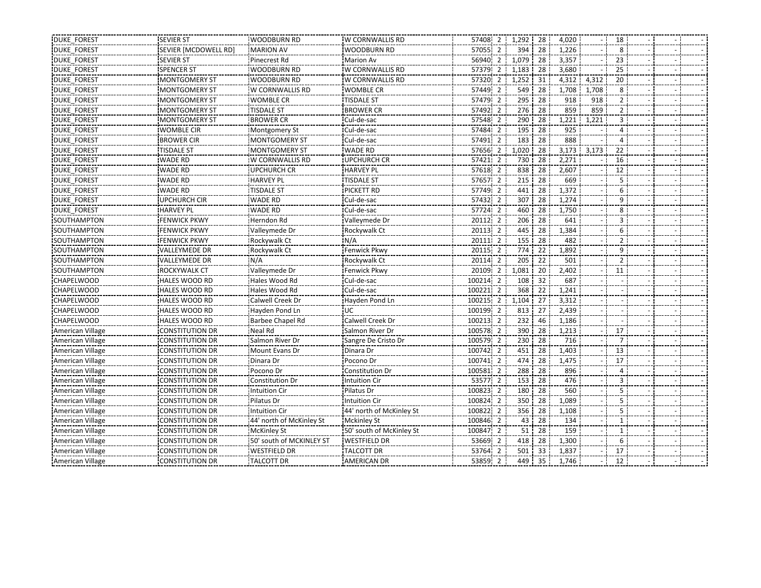| | | | | | | | | | | | | | | |
|---|---|---|---|---|---|---|---|---|---|---|---|---|---|---|
| DUKE_FOREST | SEVIER ST | WOODBURN RD | W CORNWALLIS RD | 57408 | 2 | 1,292 | 28 | 4,020 | - | 18 | - | - | - |
| DUKE_FOREST | SEVIER [MCDOWELL RD] | MARION AV | WOODBURN RD | 57055 | 2 | 394 | 28 | 1,226 | - | 8 | - | - | - |
| DUKE_FOREST | SEVIER ST | Pinecrest Rd | Marion Av | 56940 | 2 | 1,079 | 28 | 3,357 | - | 23 | - | - | - |
| DUKE_FOREST | SPENCER ST | WOODBURN RD | W CORNWALLIS RD | 57379 | 2 | 1,183 | 28 | 3,680 | - | 25 | - | - | - |
| DUKE_FOREST | MONTGOMERY ST | WOODBURN RD | W CORNWALLIS RD | 57320 | 2 | 1,252 | 31 | 4,312 | 4,312 | 20 | - | - | - |
| DUKE_FOREST | MONTGOMERY ST | W CORNWALLIS RD | WOMBLE CR | 57449 | 2 | 549 | 28 | 1,708 | 1,708 | 8 | - | - | - |
| DUKE_FOREST | MONTGOMERY ST | WOMBLE CR | TISDALE ST | 57479 | 2 | 295 | 28 | 918 | 918 | 2 | - | - | - |
| DUKE_FOREST | MONTGOMERY ST | TISDALE ST | BROWER CR | 57492 | 2 | 276 | 28 | 859 | 859 | 2 | - | - | - |
| DUKE_FOREST | MONTGOMERY ST | BROWER CR | Cul-de-sac | 57548 | 2 | 290 | 28 | 1,221 | 1,221 | 3 | - | - | - |
| DUKE_FOREST | WOMBLE CIR | Montgomery St | Cul-de-sac | 57484 | 2 | 195 | 28 | 925 | - | 4 | - | - | - |
| DUKE_FOREST | BROWER CIR | MONTGOMERY ST | Cul-de-sac | 57491 | 2 | 183 | 28 | 888 | - | 4 | - | - | - |
| DUKE_FOREST | TISDALE ST | MONTGOMERY ST | WADE RD | 57656 | 2 | 1,020 | 28 | 3,173 | 3,173 | 22 | - | - | - |
| DUKE_FOREST | WADE RD | W CORNWALLIS RD | UPCHURCH CR | 57421 | 2 | 730 | 28 | 2,271 | - | 16 | - | - | - |
| DUKE_FOREST | WADE RD | UPCHURCH CR | HARVEY PL | 57618 | 2 | 838 | 28 | 2,607 | - | 12 | - | - | - |
| DUKE_FOREST | WADE RD | HARVEY PL | TISDALE ST | 57657 | 2 | 215 | 28 | 669 | - | 5 | - | - | - |
| DUKE_FOREST | WADE RD | TISDALE ST | PICKETT RD | 57749 | 2 | 441 | 28 | 1,372 | - | 6 | - | - | - |
| DUKE_FOREST | UPCHURCH CIR | WADE RD | Cul-de-sac | 57432 | 2 | 307 | 28 | 1,274 | - | 9 | - | - | - |
| DUKE_FOREST | HARVEY PL | WADE RD | Cul-de-sac | 57724 | 2 | 460 | 28 | 1,750 | - | 8 | - | - | - |
| SOUTHAMPTON | FENWICK PKWY | Herndon Rd | Valleymede Dr | 20112 | 2 | 206 | 28 | 641 | - | 3 | - | - | - |
| SOUTHAMPTON | FENWICK PKWY | Valleymede Dr | Rockywalk Ct | 20113 | 2 | 445 | 28 | 1,384 | - | 6 | - | - | - |
| SOUTHAMPTON | FENWICK PKWY | Rockywalk Ct | N/A | 20111 | 2 | 155 | 28 | 482 | - | 2 | - | - | - |
| SOUTHAMPTON | VALLEYMEDE DR | Rockywalk Ct | Fenwick Pkwy | 20115 | 2 | 774 | 22 | 1,892 | - | 9 | - | - | - |
| SOUTHAMPTON | VALLEYMEDE DR | N/A | Rockywalk Ct | 20114 | 2 | 205 | 22 | 501 | - | 2 | - | - | - |
| SOUTHAMPTON | ROCKYWALK CT | Valleymede Dr | Fenwick Pkwy | 20109 | 2 | 1,081 | 20 | 2,402 | - | 11 | - | - | - |
| CHAPELWOOD | HALES WOOD RD | Hales Wood Rd | Cul-de-sac | 100214 | 2 | 108 | 32 | 687 | - | - | - | - | - |
| CHAPELWOOD | HALES WOOD RD | Hales Wood Rd | Cul-de-sac | 100221 | 2 | 368 | 22 | 1,241 | - | - | - | - | - |
| CHAPELWOOD | HALES WOOD RD | Calwell Creek Dr | Hayden Pond Ln | 100215 | 2 | 1,104 | 27 | 3,312 | - | - | - | - | - |
| CHAPELWOOD | HALES WOOD RD | Hayden Pond Ln | UC | 100199 | 2 | 813 | 27 | 2,439 | - | - | - | - | - |
| CHAPELWOOD | HALES WOOD RD | Barbee Chapel Rd | Calwell Creek Dr | 100213 | 2 | 232 | 46 | 1,186 | - | - | - | - | - |
| American Village | CONSTITUTION DR | Neal Rd | Salmon River Dr | 100578 | 2 | 390 | 28 | 1,213 | - | 17 | - | - | - |
| American Village | CONSTITUTION DR | Salmon River Dr | Sangre De Cristo Dr | 100579 | 2 | 230 | 28 | 716 | - | 7 | - | - | - |
| American Village | CONSTITUTION DR | Mount Evans Dr | Dinara Dr | 100742 | 2 | 451 | 28 | 1,403 | - | 13 | - | - | - |
| American Village | CONSTITUTION DR | Dinara Dr | Pocono Dr | 100741 | 2 | 474 | 28 | 1,475 | - | 17 | - | - | - |
| American Village | CONSTITUTION DR | Pocono Dr | Constitution Dr | 100581 | 2 | 288 | 28 | 896 | - | 4 | - | - | - |
| American Village | CONSTITUTION DR | Constitution Dr | Intuition Cir | 53577 | 2 | 153 | 28 | 476 | - | 3 | - | - | - |
| American Village | CONSTITUTION DR | Intuition Cir | Pilatus Dr | 100823 | 2 | 180 | 28 | 560 | - | 5 | - | - | - |
| American Village | CONSTITUTION DR | Pilatus Dr | Intuition Cir | 100824 | 2 | 350 | 28 | 1,089 | - | 5 | - | - | - |
| American Village | CONSTITUTION DR | Intuition Cir | 44' north of McKinley St | 100822 | 2 | 356 | 28 | 1,108 | - | 5 | - | - | - |
| American Village | CONSTITUTION DR | 44' north of McKinley St | Mckinley St | 100846 | 2 | 43 | 28 | 134 | - | 1 | - | - | - |
| American Village | CONSTITUTION DR | McKinley St | 50' south of McKinley St | 100847 | 2 | 51 | 28 | 159 | - | 1 | - | - | - |
| American Village | CONSTITUTION DR | 50' south of MCKINLEY ST | WESTFIELD DR | 53669 | 2 | 418 | 28 | 1,300 | - | 6 | - | - | - |
| American Village | CONSTITUTION DR | WESTFIELD DR | TALCOTT DR | 53764 | 2 | 501 | 33 | 1,837 | - | 17 | - | - | - |
| American Village | CONSTITUTION DR | TALCOTT DR | AMERICAN DR | 53859 | 2 | 449 | 35 | 1,746 | - | 12 | - | - | - |